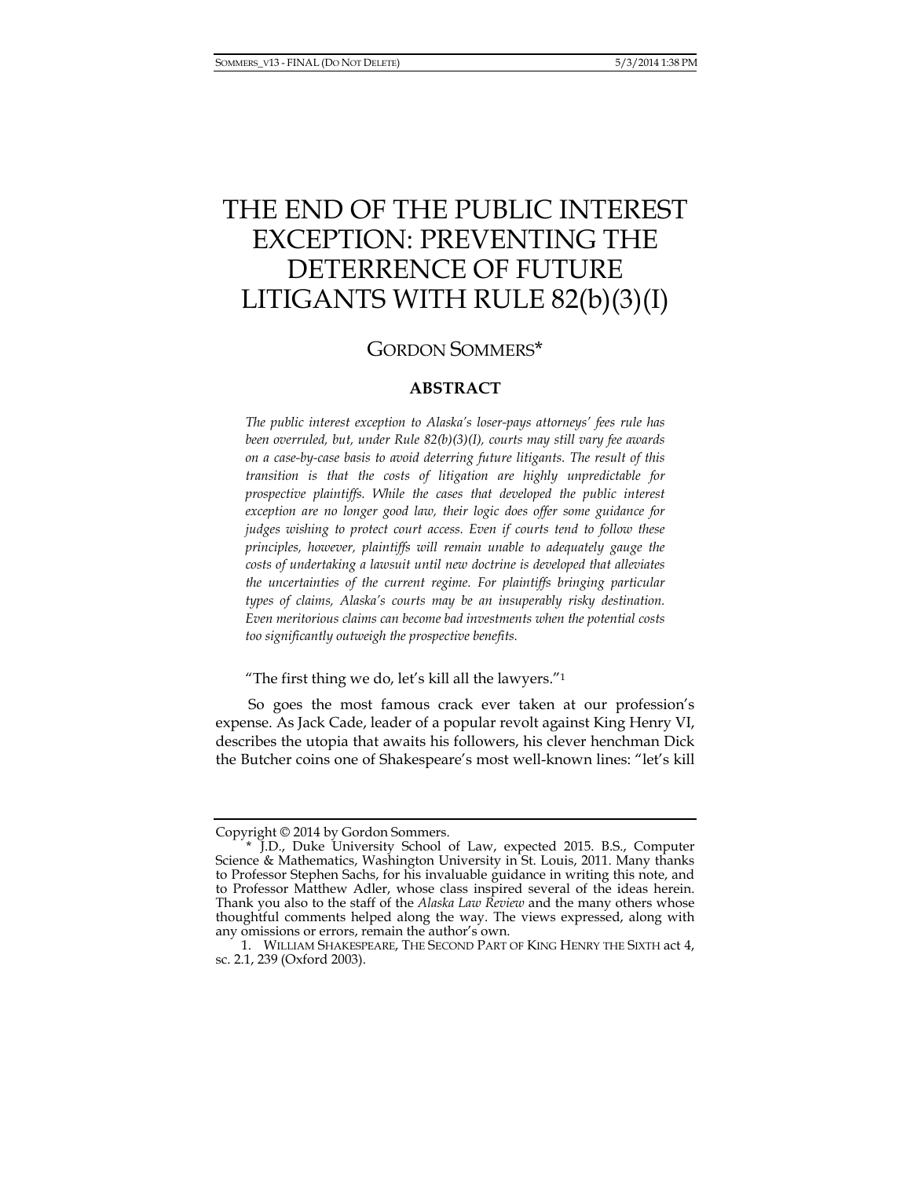# THE END OF THE PUBLIC INTEREST EXCEPTION: PREVENTING THE DETERRENCE OF FUTURE LITIGANTS WITH RULE 82(b)(3)(I)

GORDON SOMMERS*

## ABSTRACT

*The public interest exception to Alaska's loser-pays attorneys' fees rule has been overruled, but, under Rule 82(b)(3)(I), courts may still vary fee awards on a case-by-case basis to avoid deterring future litigants. The result of this transition is that the costs of litigation are highly unpredictable for prospective plaintiffs. While the cases that developed the public interest exception are no longer good law, their logic does offer some guidance for judges wishing to protect court access. Even if courts tend to follow these principles, however, plaintiffs will remain unable to adequately gauge the costs of undertaking a lawsuit until new doctrine is developed that alleviates the uncertainties of the current regime. For plaintiffs bringing particular types of claims, Alaska's courts may be an insuperably risky destination. Even meritorious claims can become bad investments when the potential costs too significantly outweigh the prospective benefits.*

"The first thing we do, let's kill all the lawyers."[1]

So goes the most famous crack ever taken at our profession's expense. As Jack Cade, leader of a popular revolt against King Henry VI, describes the utopia that awaits his followers, his clever henchman Dick the Butcher coins one of Shakespeare's most well-known lines: "let's kill

---

Copyright © 2014 by Gordon Sommers.

\* J.D., Duke University School of Law, expected 2015. B.S., Computer Science & Mathematics, Washington University in St. Louis, 2011. Many thanks to Professor Stephen Sachs, for his invaluable guidance in writing this note, and to Professor Matthew Adler, whose class inspired several of the ideas herein. Thank you also to the staff of the *Alaska Law Review* and the many others whose thoughtful comments helped along the way. The views expressed, along with any omissions or errors, remain the author's own.

1. WILLIAM SHAKESPEARE, THE SECOND PART OF KING HENRY THE SIXTH act 4, sc. 2.1, 239 (Oxford 2003).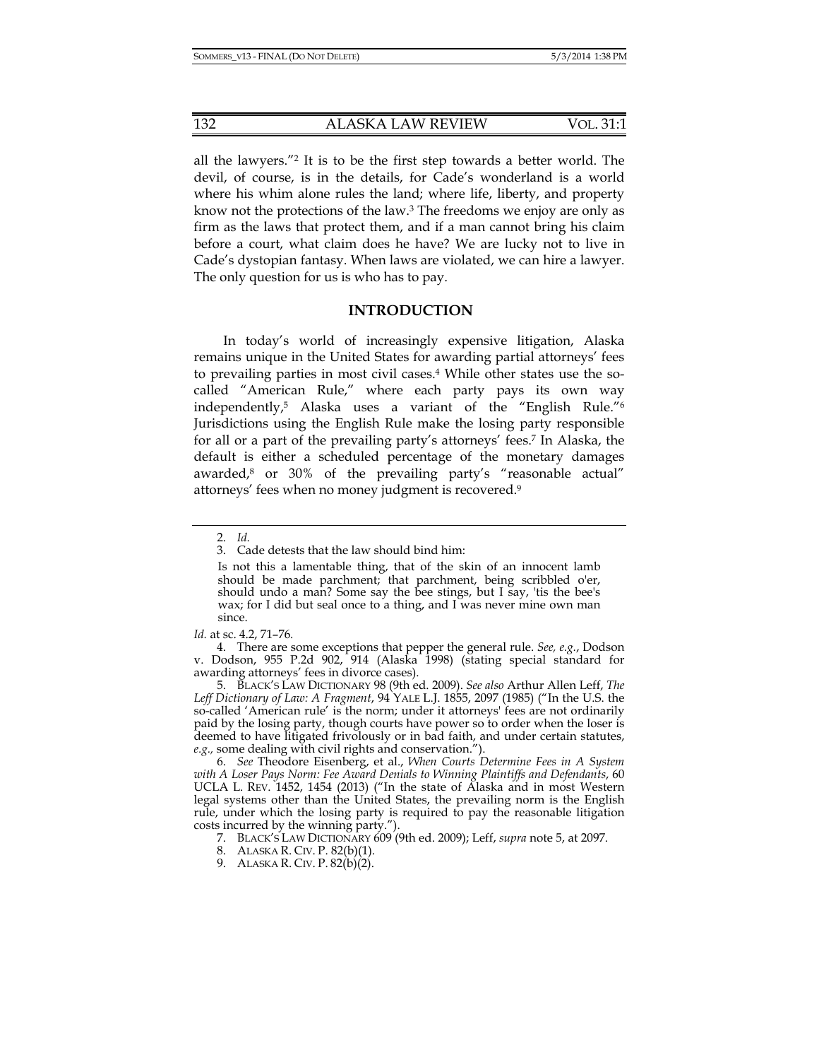all the lawyers."[2] It is to be the first step towards a better world. The devil, of course, is in the details, for Cade's wonderland is a world where his whim alone rules the land; where life, liberty, and property know not the protections of the law.[3] The freedoms we enjoy are only as firm as the laws that protect them, and if a man cannot bring his claim before a court, what claim does he have? We are lucky not to live in Cade's dystopian fantasy. When laws are violated, we can hire a lawyer. The only question for us is who has to pay.

## INTRODUCTION

In today's world of increasingly expensive litigation, Alaska remains unique in the United States for awarding partial attorneys' fees to prevailing parties in most civil cases.[4] While other states use the so-called "American Rule," where each party pays its own way independently,[5] Alaska uses a variant of the "English Rule."[6] Jurisdictions using the English Rule make the losing party responsible for all or a part of the prevailing party's attorneys' fees.[7] In Alaska, the default is either a scheduled percentage of the monetary damages awarded,[8] or 30% of the prevailing party's "reasonable actual" attorneys' fees when no money judgment is recovered.[9]

---

2. *Id.*

3. Cade detests that the law should bind him:

> Is not this a lamentable thing, that of the skin of an innocent lamb should be made parchment; that parchment, being scribbled o'er, should undo a man? Some say the bee stings, but I say, 'tis the bee's wax; for I did but seal once to a thing, and I was never mine own man since.

*Id.* at sc. 4.2, 71–76.

4. There are some exceptions that pepper the general rule. *See, e.g.*, Dodson v. Dodson, 955 P.2d 902, 914 (Alaska 1998) (stating special standard for awarding attorneys' fees in divorce cases).

5. BLACK'S LAW DICTIONARY 98 (9th ed. 2009). *See also* Arthur Allen Leff, *The Leff Dictionary of Law: A Fragment*, 94 YALE L.J. 1855, 2097 (1985) ("In the U.S. the so-called 'American rule' is the norm; under it attorneys' fees are not ordinarily paid by the losing party, though courts have power so to order when the loser is deemed to have litigated frivolously or in bad faith, and under certain statutes, *e.g.*, some dealing with civil rights and conservation.").

6. *See* Theodore Eisenberg, et al., *When Courts Determine Fees in A System with A Loser Pays Norm: Fee Award Denials to Winning Plaintiffs and Defendants*, 60 UCLA L. REV. 1452, 1454 (2013) ("In the state of Alaska and in most Western legal systems other than the United States, the prevailing norm is the English rule, under which the losing party is required to pay the reasonable litigation costs incurred by the winning party.").

7. BLACK'S LAW DICTIONARY 609 (9th ed. 2009); Leff, *supra* note 5, at 2097.

8. ALASKA R. CIV. P. 82(b)(1).

9. ALASKA R. CIV. P. 82(b)(2).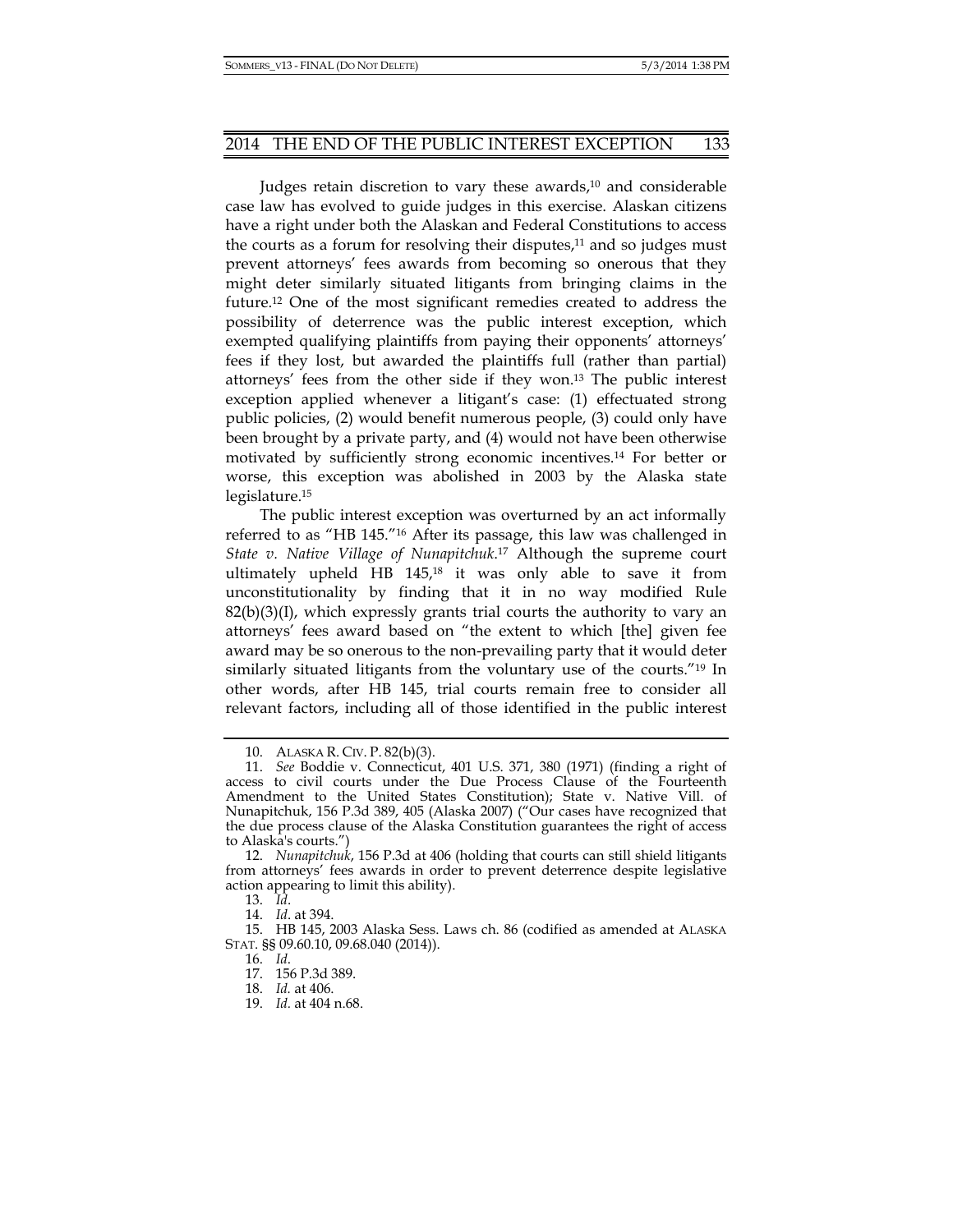Judges retain discretion to vary these awards,[10] and considerable case law has evolved to guide judges in this exercise. Alaskan citizens have a right under both the Alaskan and Federal Constitutions to access the courts as a forum for resolving their disputes,[11] and so judges must prevent attorneys' fees awards from becoming so onerous that they might deter similarly situated litigants from bringing claims in the future.[12] One of the most significant remedies created to address the possibility of deterrence was the public interest exception, which exempted qualifying plaintiffs from paying their opponents' attorneys' fees if they lost, but awarded the plaintiffs full (rather than partial) attorneys' fees from the other side if they won.[13] The public interest exception applied whenever a litigant's case: (1) effectuated strong public policies, (2) would benefit numerous people, (3) could only have been brought by a private party, and (4) would not have been otherwise motivated by sufficiently strong economic incentives.[14] For better or worse, this exception was abolished in 2003 by the Alaska state legislature.[15]

The public interest exception was overturned by an act informally referred to as "HB 145."[16] After its passage, this law was challenged in *State v. Native Village of Nunapitchuk*.[17] Although the supreme court ultimately upheld HB 145,[18] it was only able to save it from unconstitutionality by finding that it in no way modified Rule 82(b)(3)(I), which expressly grants trial courts the authority to vary an attorneys' fees award based on "the extent to which [the] given fee award may be so onerous to the non-prevailing party that it would deter similarly situated litigants from the voluntary use of the courts."[19] In other words, after HB 145, trial courts remain free to consider all relevant factors, including all of those identified in the public interest

---

10. ALASKA R. CIV. P. 82(b)(3).

11. *See* Boddie v. Connecticut, 401 U.S. 371, 380 (1971) (finding a right of access to civil courts under the Due Process Clause of the Fourteenth Amendment to the United States Constitution); State v. Native Vill. of Nunapitchuk, 156 P.3d 389, 405 (Alaska 2007) ("Our cases have recognized that the due process clause of the Alaska Constitution guarantees the right of access to Alaska's courts.")

12. *Nunapitchuk*, 156 P.3d at 406 (holding that courts can still shield litigants from attorneys' fees awards in order to prevent deterrence despite legislative action appearing to limit this ability).

13. *Id*.

14. *Id*. at 394.

15. HB 145, 2003 Alaska Sess. Laws ch. 86 (codified as amended at ALASKA STAT. §§ 09.60.10, 09.68.040 (2014)).

16. *Id*.

17. 156 P.3d 389.

18. *Id.* at 406.

19. *Id*. at 404 n.68.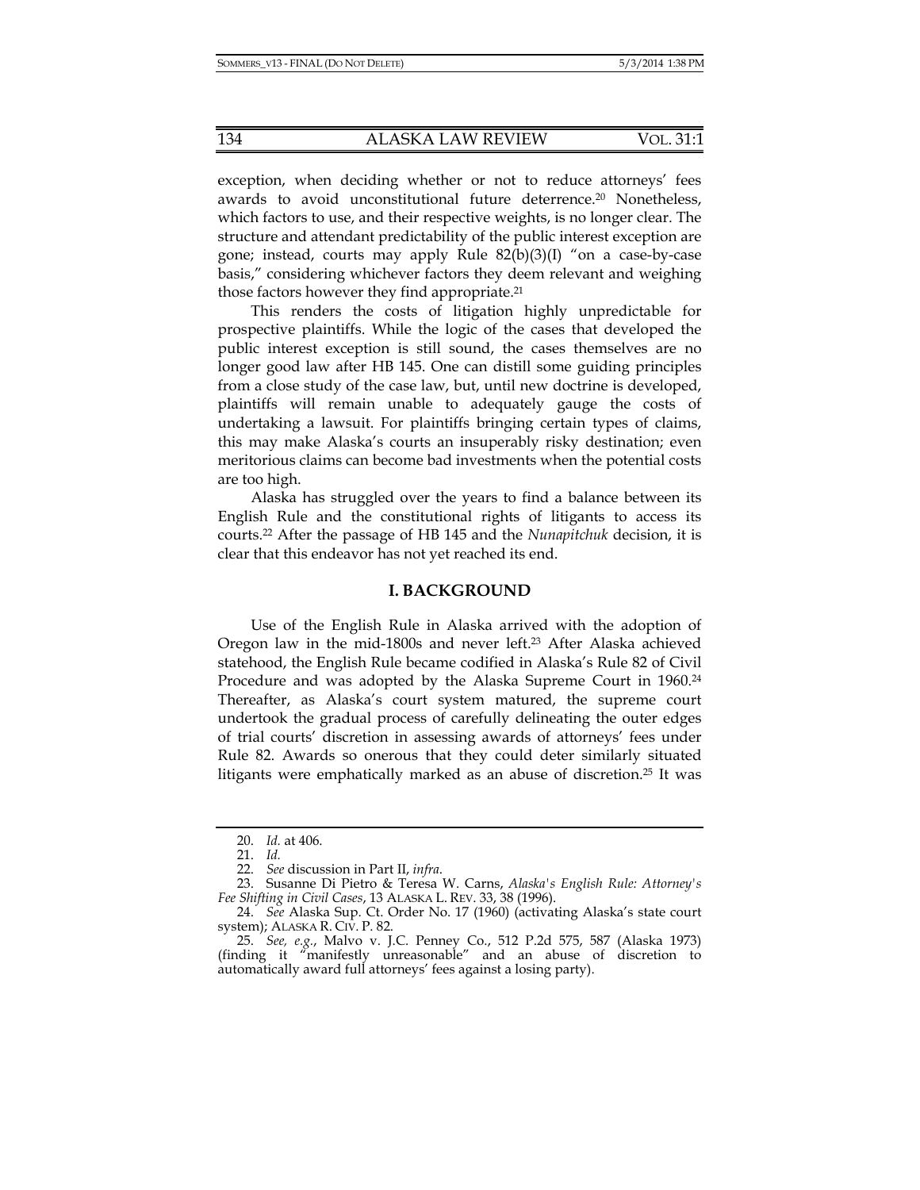exception, when deciding whether or not to reduce attorneys' fees awards to avoid unconstitutional future deterrence.[20] Nonetheless, which factors to use, and their respective weights, is no longer clear. The structure and attendant predictability of the public interest exception are gone; instead, courts may apply Rule 82(b)(3)(I) "on a case-by-case basis," considering whichever factors they deem relevant and weighing those factors however they find appropriate.[21]

This renders the costs of litigation highly unpredictable for prospective plaintiffs. While the logic of the cases that developed the public interest exception is still sound, the cases themselves are no longer good law after HB 145. One can distill some guiding principles from a close study of the case law, but, until new doctrine is developed, plaintiffs will remain unable to adequately gauge the costs of undertaking a lawsuit. For plaintiffs bringing certain types of claims, this may make Alaska's courts an insuperably risky destination; even meritorious claims can become bad investments when the potential costs are too high.

Alaska has struggled over the years to find a balance between its English Rule and the constitutional rights of litigants to access its courts.[22] After the passage of HB 145 and the *Nunapitchuk* decision, it is clear that this endeavor has not yet reached its end.

## I. BACKGROUND

Use of the English Rule in Alaska arrived with the adoption of Oregon law in the mid-1800s and never left.[23] After Alaska achieved statehood, the English Rule became codified in Alaska's Rule 82 of Civil Procedure and was adopted by the Alaska Supreme Court in 1960.[24] Thereafter, as Alaska's court system matured, the supreme court undertook the gradual process of carefully delineating the outer edges of trial courts' discretion in assessing awards of attorneys' fees under Rule 82. Awards so onerous that they could deter similarly situated litigants were emphatically marked as an abuse of discretion.[25] It was

---

20. *Id.* at 406.

21. *Id.*

22. *See* discussion in Part II, *infra*.

23. Susanne Di Pietro & Teresa W. Carns, *Alaska's English Rule: Attorney's Fee Shifting in Civil Cases*, 13 ALASKA L. REV. 33, 38 (1996).

24. *See* Alaska Sup. Ct. Order No. 17 (1960) (activating Alaska's state court system); ALASKA R. CIV. P. 82.

25. *See, e.g.*, Malvo v. J.C. Penney Co., 512 P.2d 575, 587 (Alaska 1973) (finding it "manifestly unreasonable" and an abuse of discretion to automatically award full attorneys' fees against a losing party).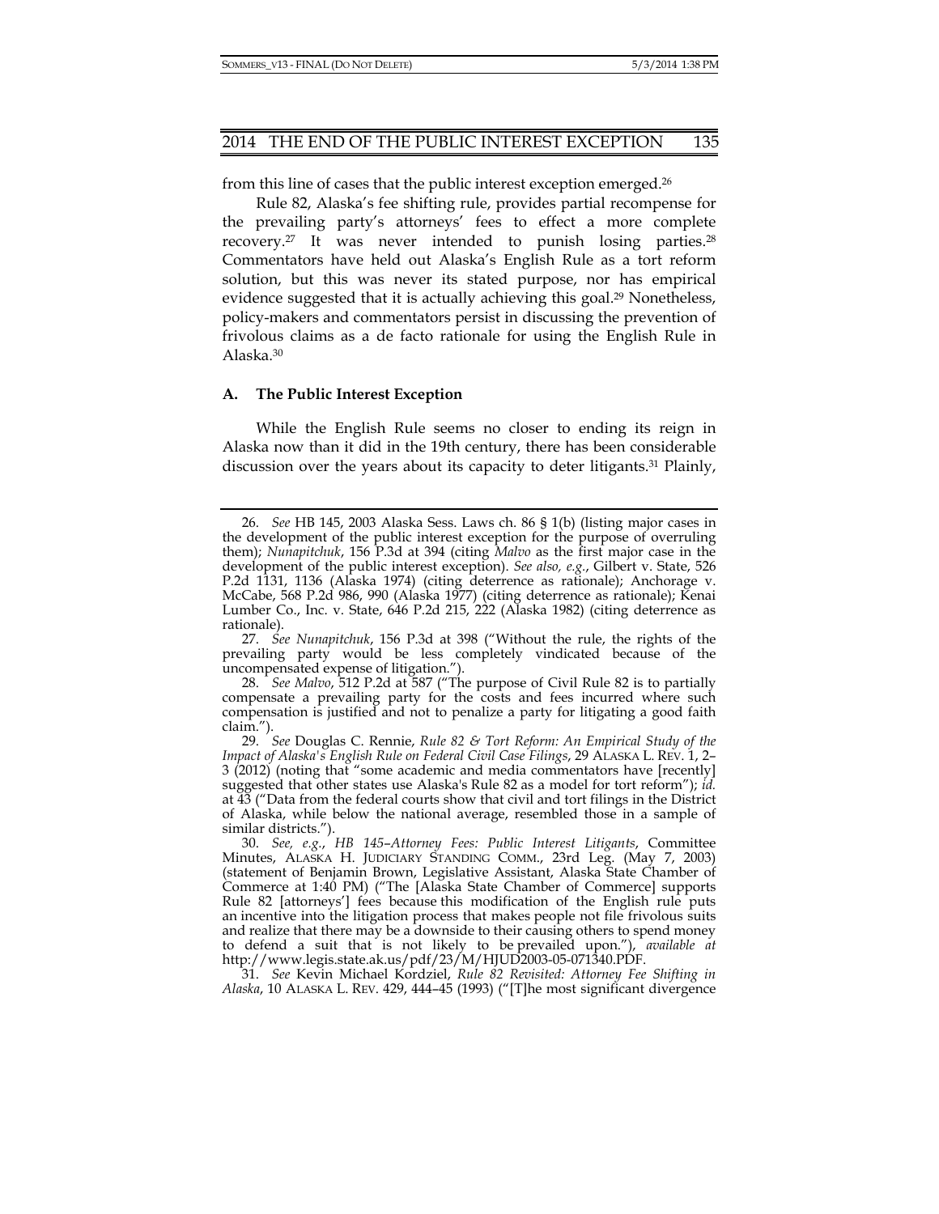from this line of cases that the public interest exception emerged.[26]

Rule 82, Alaska's fee shifting rule, provides partial recompense for the prevailing party's attorneys' fees to effect a more complete recovery.[27] It was never intended to punish losing parties.[28] Commentators have held out Alaska's English Rule as a tort reform solution, but this was never its stated purpose, nor has empirical evidence suggested that it is actually achieving this goal.[29] Nonetheless, policy-makers and commentators persist in discussing the prevention of frivolous claims as a de facto rationale for using the English Rule in Alaska.[30]

### A. The Public Interest Exception

While the English Rule seems no closer to ending its reign in Alaska now than it did in the 19th century, there has been considerable discussion over the years about its capacity to deter litigants.[31] Plainly,

---

26. *See* HB 145, 2003 Alaska Sess. Laws ch. 86 § 1(b) (listing major cases in the development of the public interest exception for the purpose of overruling them); *Nunapitchuk*, 156 P.3d at 394 (citing *Malvo* as the first major case in the development of the public interest exception). *See also, e.g.*, Gilbert v. State, 526 P.2d 1131, 1136 (Alaska 1974) (citing deterrence as rationale); Anchorage v. McCabe, 568 P.2d 986, 990 (Alaska 1977) (citing deterrence as rationale); Kenai Lumber Co., Inc. v. State, 646 P.2d 215, 222 (Alaska 1982) (citing deterrence as rationale).

27. *See Nunapitchuk*, 156 P.3d at 398 ("Without the rule, the rights of the prevailing party would be less completely vindicated because of the uncompensated expense of litigation.").

28. *See Malvo*, 512 P.2d at 587 ("The purpose of Civil Rule 82 is to partially compensate a prevailing party for the costs and fees incurred where such compensation is justified and not to penalize a party for litigating a good faith claim.").

29. *See* Douglas C. Rennie, *Rule 82 & Tort Reform: An Empirical Study of the Impact of Alaska's English Rule on Federal Civil Case Filings*, 29 ALASKA L. REV. 1, 2–3 (2012) (noting that "some academic and media commentators have [recently] suggested that other states use Alaska's Rule 82 as a model for tort reform"); *id.* at 43 ("Data from the federal courts show that civil and tort filings in the District of Alaska, while below the national average, resembled those in a sample of similar districts.").

30. *See, e.g.*, *HB 145–Attorney Fees: Public Interest Litigants*, Committee Minutes, ALASKA H. JUDICIARY STANDING COMM., 23rd Leg. (May 7, 2003) (statement of Benjamin Brown, Legislative Assistant, Alaska State Chamber of Commerce at 1:40 PM) ("The [Alaska State Chamber of Commerce] supports Rule 82 [attorneys'] fees because this modification of the English rule puts an incentive into the litigation process that makes people not file frivolous suits and realize that there may be a downside to their causing others to spend money to defend a suit that is not likely to be prevailed upon."), *available at* http://www.legis.state.ak.us/pdf/23/M/HJUD2003-05-071340.PDF.

31. *See* Kevin Michael Kordziel, *Rule 82 Revisited: Attorney Fee Shifting in Alaska*, 10 ALASKA L. REV. 429, 444–45 (1993) ("[T]he most significant divergence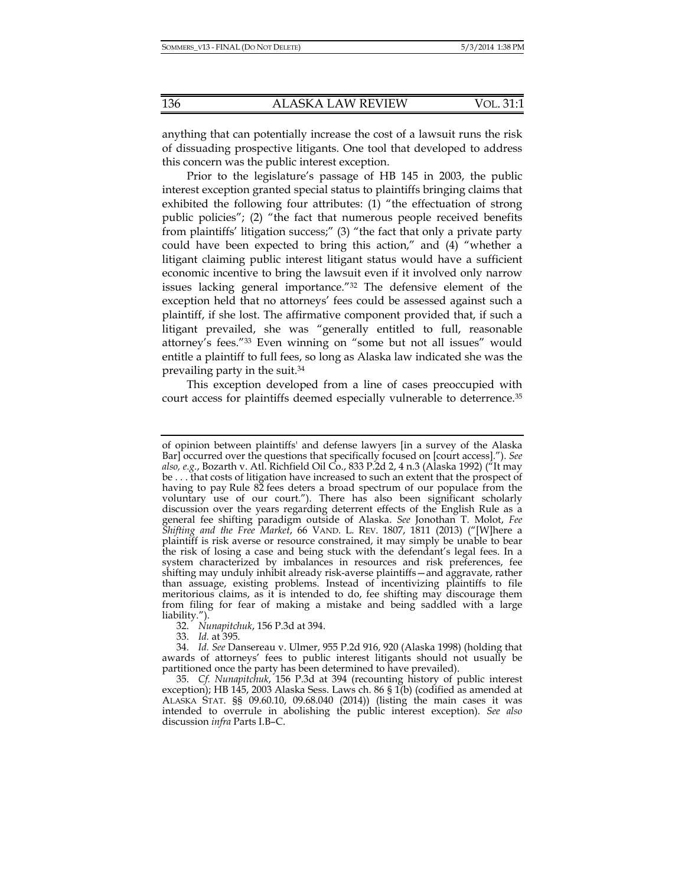anything that can potentially increase the cost of a lawsuit runs the risk of dissuading prospective litigants. One tool that developed to address this concern was the public interest exception.

Prior to the legislature's passage of HB 145 in 2003, the public interest exception granted special status to plaintiffs bringing claims that exhibited the following four attributes: (1) "the effectuation of strong public policies"; (2) "the fact that numerous people received benefits from plaintiffs' litigation success;" (3) "the fact that only a private party could have been expected to bring this action," and (4) "whether a litigant claiming public interest litigant status would have a sufficient economic incentive to bring the lawsuit even if it involved only narrow issues lacking general importance."[32] The defensive element of the exception held that no attorneys' fees could be assessed against such a plaintiff, if she lost. The affirmative component provided that, if such a litigant prevailed, she was "generally entitled to full, reasonable attorney's fees."[33] Even winning on "some but not all issues" would entitle a plaintiff to full fees, so long as Alaska law indicated she was the prevailing party in the suit.[34]

This exception developed from a line of cases preoccupied with court access for plaintiffs deemed especially vulnerable to deterrence.[35]

---

of opinion between plaintiffs' and defense lawyers [in a survey of the Alaska Bar] occurred over the questions that specifically focused on [court access]."). *See also, e.g.*, Bozarth v. Atl. Richfield Oil Co., 833 P.2d 2, 4 n.3 (Alaska 1992) ("It may be . . . that costs of litigation have increased to such an extent that the prospect of having to pay Rule 82 fees deters a broad spectrum of our populace from the voluntary use of our court."). There has also been significant scholarly discussion over the years regarding deterrent effects of the English Rule as a general fee shifting paradigm outside of Alaska. *See* Jonothan T. Molot, *Fee Shifting and the Free Market*, 66 VAND. L. REV. 1807, 1811 (2013) ("[W]here a plaintiff is risk averse or resource constrained, it may simply be unable to bear the risk of losing a case and being stuck with the defendant's legal fees. In a system characterized by imbalances in resources and risk preferences, fee shifting may unduly inhibit already risk-averse plaintiffs—and aggravate, rather than assuage, existing problems. Instead of incentivizing plaintiffs to file meritorious claims, as it is intended to do, fee shifting may discourage them from filing for fear of making a mistake and being saddled with a large liability.").

32. *Nunapitchuk*, 156 P.3d at 394.

33. *Id.* at 395.

34. *Id. See* Dansereau v. Ulmer, 955 P.2d 916, 920 (Alaska 1998) (holding that awards of attorneys' fees to public interest litigants should not usually be partitioned once the party has been determined to have prevailed).

35. *Cf. Nunapitchuk*, 156 P.3d at 394 (recounting history of public interest exception); HB 145, 2003 Alaska Sess. Laws ch. 86 § 1(b) (codified as amended at ALASKA STAT. §§ 09.60.10, 09.68.040 (2014)) (listing the main cases it was intended to overrule in abolishing the public interest exception). *See also* discussion *infra* Parts I.B–C.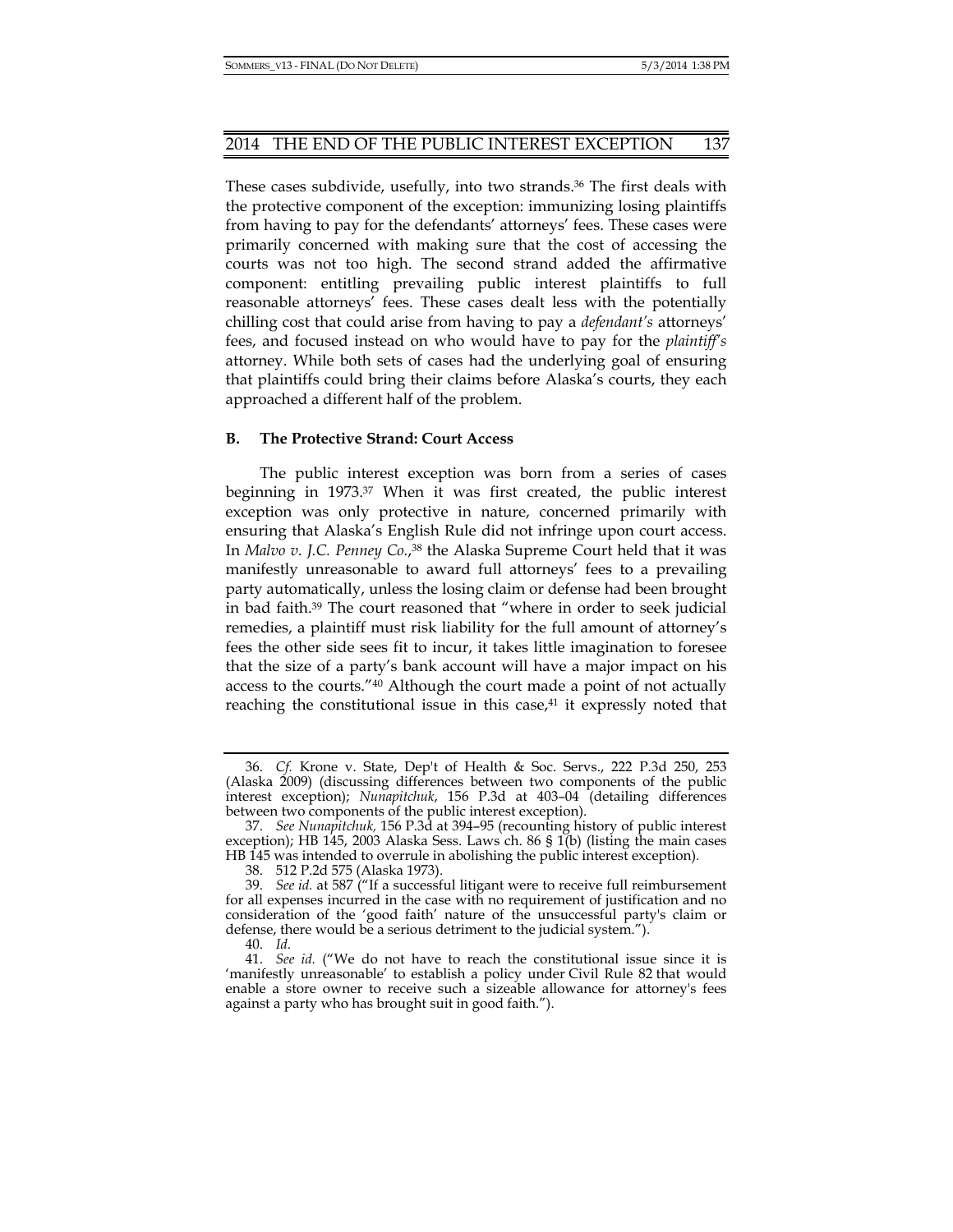These cases subdivide, usefully, into two strands.[36] The first deals with the protective component of the exception: immunizing losing plaintiffs from having to pay for the defendants' attorneys' fees. These cases were primarily concerned with making sure that the cost of accessing the courts was not too high. The second strand added the affirmative component: entitling prevailing public interest plaintiffs to full reasonable attorneys' fees. These cases dealt less with the potentially chilling cost that could arise from having to pay a *defendant's* attorneys' fees, and focused instead on who would have to pay for the *plaintiff's* attorney. While both sets of cases had the underlying goal of ensuring that plaintiffs could bring their claims before Alaska's courts, they each approached a different half of the problem.

### B. The Protective Strand: Court Access

The public interest exception was born from a series of cases beginning in 1973.[37] When it was first created, the public interest exception was only protective in nature, concerned primarily with ensuring that Alaska's English Rule did not infringe upon court access. In *Malvo v. J.C. Penney Co.*,[38] the Alaska Supreme Court held that it was manifestly unreasonable to award full attorneys' fees to a prevailing party automatically, unless the losing claim or defense had been brought in bad faith.[39] The court reasoned that "where in order to seek judicial remedies, a plaintiff must risk liability for the full amount of attorney's fees the other side sees fit to incur, it takes little imagination to foresee that the size of a party's bank account will have a major impact on his access to the courts."[40] Although the court made a point of not actually reaching the constitutional issue in this case,[41] it expressly noted that

---

36. *Cf.* Krone v. State, Dep't of Health & Soc. Servs., 222 P.3d 250, 253 (Alaska 2009) (discussing differences between two components of the public interest exception); *Nunapitchuk*, 156 P.3d at 403–04 (detailing differences between two components of the public interest exception).

37. *See Nunapitchuk*, 156 P.3d at 394–95 (recounting history of public interest exception); HB 145, 2003 Alaska Sess. Laws ch. 86 § 1(b) (listing the main cases HB 145 was intended to overrule in abolishing the public interest exception).

38. 512 P.2d 575 (Alaska 1973).

39. *See id.* at 587 ("If a successful litigant were to receive full reimbursement for all expenses incurred in the case with no requirement of justification and no consideration of the 'good faith' nature of the unsuccessful party's claim or defense, there would be a serious detriment to the judicial system.").

40. *Id.*

41. *See id.* ("We do not have to reach the constitutional issue since it is 'manifestly unreasonable' to establish a policy under Civil Rule 82 that would enable a store owner to receive such a sizeable allowance for attorney's fees against a party who has brought suit in good faith.").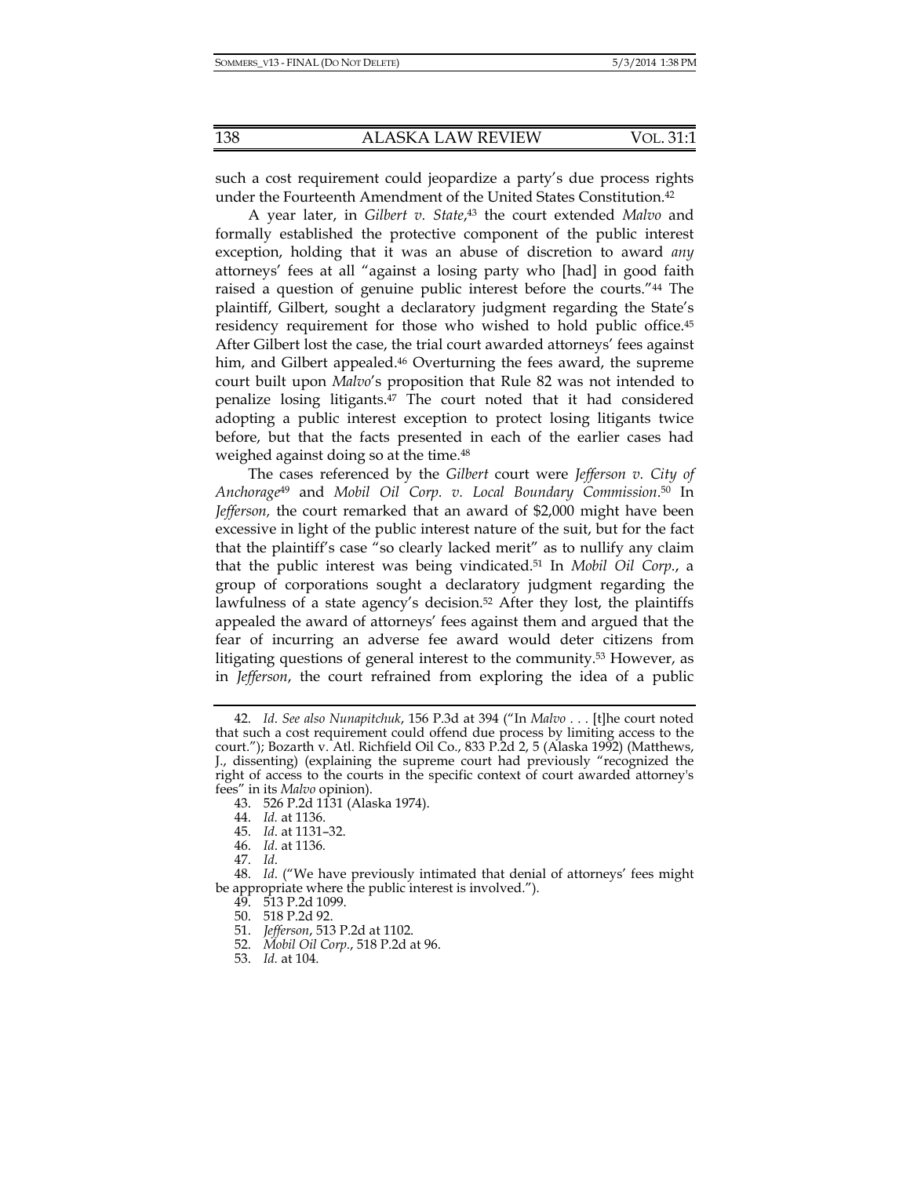such a cost requirement could jeopardize a party's due process rights under the Fourteenth Amendment of the United States Constitution.[42]

A year later, in *Gilbert v. State*,[43] the court extended *Malvo* and formally established the protective component of the public interest exception, holding that it was an abuse of discretion to award *any* attorneys' fees at all "against a losing party who [had] in good faith raised a question of genuine public interest before the courts."[44] The plaintiff, Gilbert, sought a declaratory judgment regarding the State's residency requirement for those who wished to hold public office.[45] After Gilbert lost the case, the trial court awarded attorneys' fees against him, and Gilbert appealed.[46] Overturning the fees award, the supreme court built upon *Malvo*'s proposition that Rule 82 was not intended to penalize losing litigants.[47] The court noted that it had considered adopting a public interest exception to protect losing litigants twice before, but that the facts presented in each of the earlier cases had weighed against doing so at the time.[48]

The cases referenced by the *Gilbert* court were *Jefferson v. City of Anchorage*[49] and *Mobil Oil Corp. v. Local Boundary Commission*.[50] In *Jefferson,* the court remarked that an award of $2,000 might have been excessive in light of the public interest nature of the suit, but for the fact that the plaintiff's case "so clearly lacked merit" as to nullify any claim that the public interest was being vindicated.[51] In *Mobil Oil Corp.*, a group of corporations sought a declaratory judgment regarding the lawfulness of a state agency's decision.[52] After they lost, the plaintiffs appealed the award of attorneys' fees against them and argued that the fear of incurring an adverse fee award would deter citizens from litigating questions of general interest to the community.[53] However, as in *Jefferson*, the court refrained from exploring the idea of a public

---

42. *Id*. *See also Nunapitchuk*, 156 P.3d at 394 ("In *Malvo* . . . [t]he court noted that such a cost requirement could offend due process by limiting access to the court."); Bozarth v. Atl. Richfield Oil Co., 833 P.2d 2, 5 (Alaska 1992) (Matthews, J., dissenting) (explaining the supreme court had previously "recognized the right of access to the courts in the specific context of court awarded attorney's fees" in its *Malvo* opinion).

43. 526 P.2d 1131 (Alaska 1974).

44. *Id.* at 1136.

45. *Id*. at 1131–32.

46. *Id*. at 1136.

47. *Id*.

48. *Id*. ("We have previously intimated that denial of attorneys' fees might be appropriate where the public interest is involved.").

49. 513 P.2d 1099.

50. 518 P.2d 92.

51. *Jefferson*, 513 P.2d at 1102.

52. *Mobil Oil Corp.*, 518 P.2d at 96.

53. *Id.* at 104.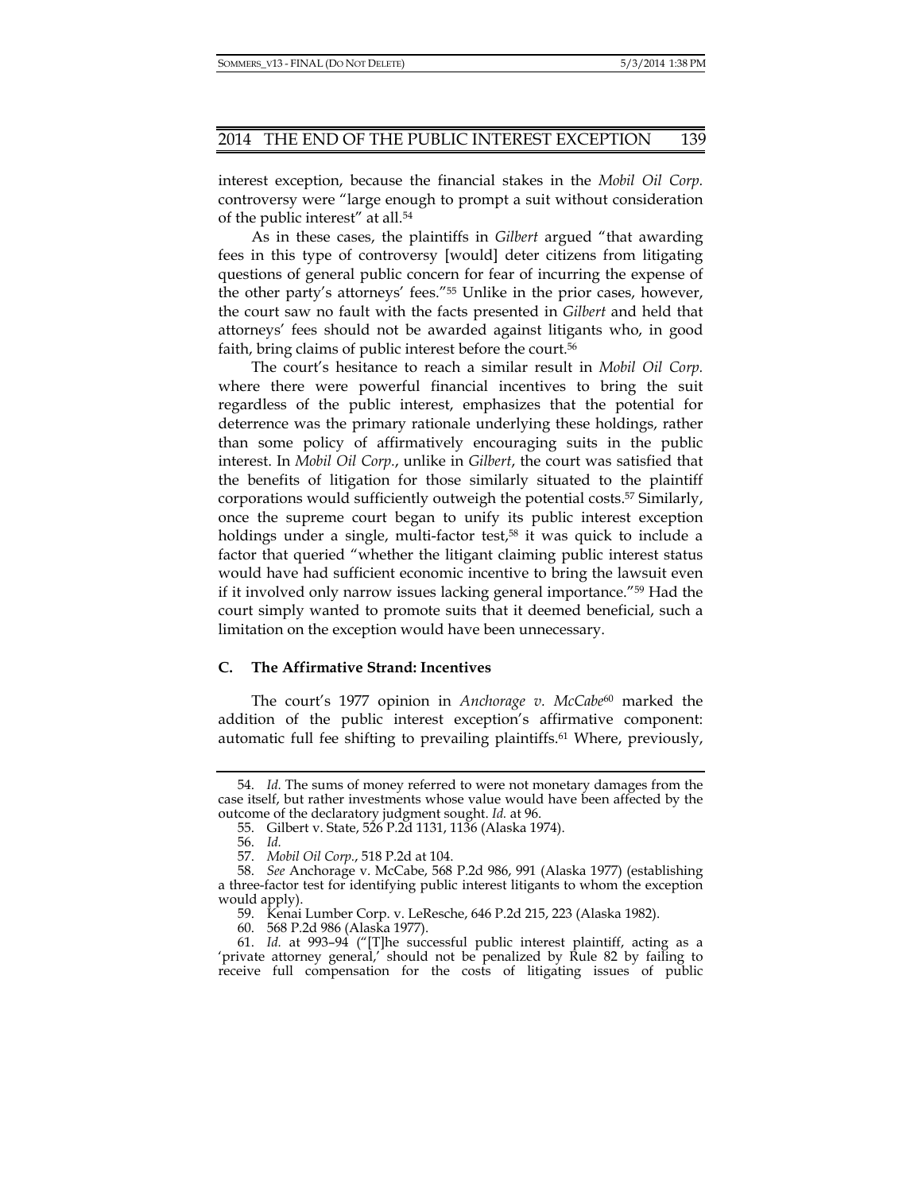interest exception, because the financial stakes in the *Mobil Oil Corp.* controversy were "large enough to prompt a suit without consideration of the public interest" at all.[54]

As in these cases, the plaintiffs in *Gilbert* argued "that awarding fees in this type of controversy [would] deter citizens from litigating questions of general public concern for fear of incurring the expense of the other party's attorneys' fees."[55] Unlike in the prior cases, however, the court saw no fault with the facts presented in *Gilbert* and held that attorneys' fees should not be awarded against litigants who, in good faith, bring claims of public interest before the court.[56]

The court's hesitance to reach a similar result in *Mobil Oil Corp.* where there were powerful financial incentives to bring the suit regardless of the public interest, emphasizes that the potential for deterrence was the primary rationale underlying these holdings, rather than some policy of affirmatively encouraging suits in the public interest. In *Mobil Oil Corp.*, unlike in *Gilbert*, the court was satisfied that the benefits of litigation for those similarly situated to the plaintiff corporations would sufficiently outweigh the potential costs.[57] Similarly, once the supreme court began to unify its public interest exception holdings under a single, multi-factor test,[58] it was quick to include a factor that queried "whether the litigant claiming public interest status would have had sufficient economic incentive to bring the lawsuit even if it involved only narrow issues lacking general importance."[59] Had the court simply wanted to promote suits that it deemed beneficial, such a limitation on the exception would have been unnecessary.

### C. The Affirmative Strand: Incentives

The court's 1977 opinion in *Anchorage v. McCabe*[60] marked the addition of the public interest exception's affirmative component: automatic full fee shifting to prevailing plaintiffs.[61] Where, previously,

---

54. *Id.* The sums of money referred to were not monetary damages from the case itself, but rather investments whose value would have been affected by the outcome of the declaratory judgment sought. *Id.* at 96.

55. Gilbert v. State, 526 P.2d 1131, 1136 (Alaska 1974).

56. *Id.*

57. *Mobil Oil Corp.*, 518 P.2d at 104.

58. *See* Anchorage v. McCabe, 568 P.2d 986, 991 (Alaska 1977) (establishing a three-factor test for identifying public interest litigants to whom the exception would apply).

59. Kenai Lumber Corp. v. LeResche, 646 P.2d 215, 223 (Alaska 1982).

60. 568 P.2d 986 (Alaska 1977).

61. *Id.* at 993–94 ("[T]he successful public interest plaintiff, acting as a 'private attorney general,' should not be penalized by Rule 82 by failing to receive full compensation for the costs of litigating issues of public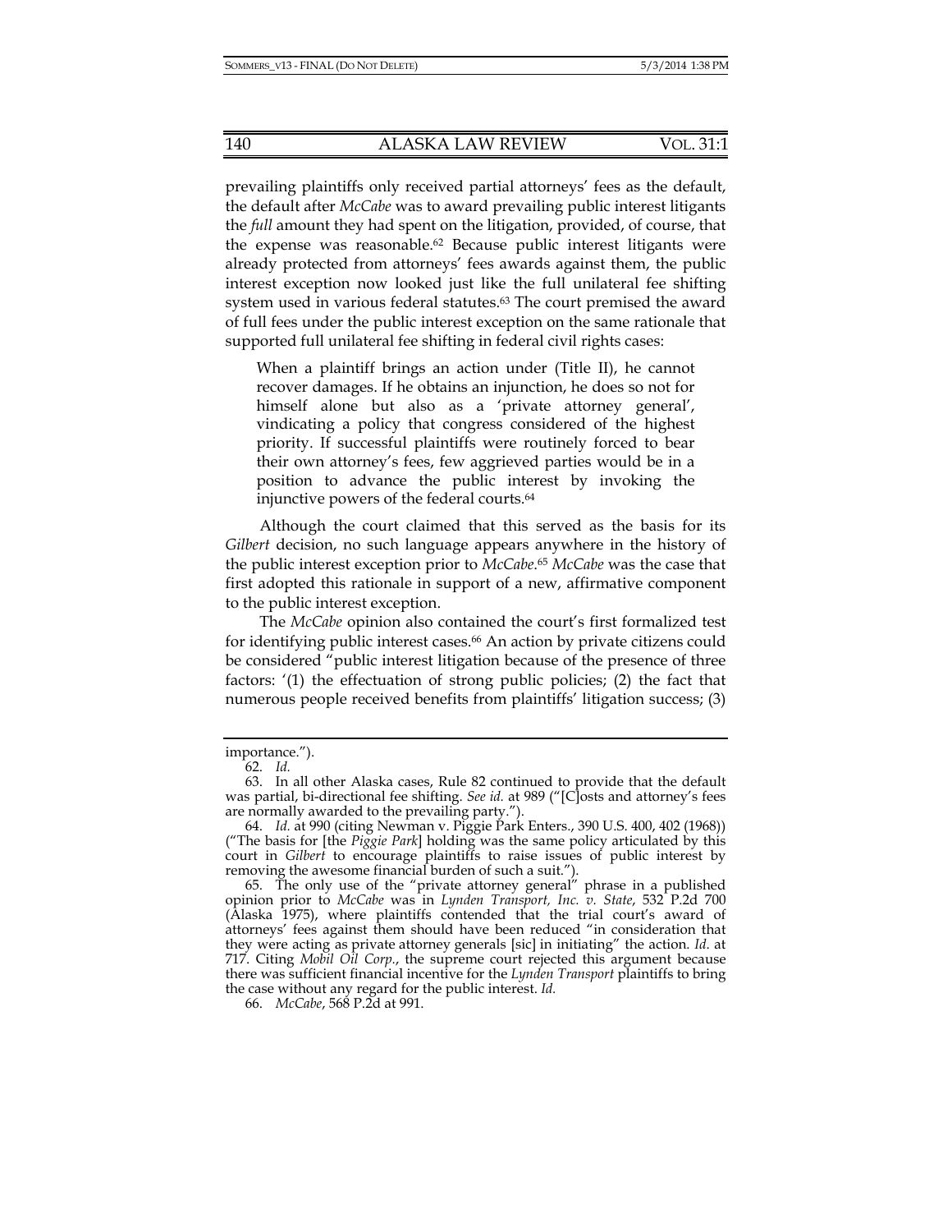prevailing plaintiffs only received partial attorneys' fees as the default, the default after *McCabe* was to award prevailing public interest litigants the *full* amount they had spent on the litigation, provided, of course, that the expense was reasonable.[62] Because public interest litigants were already protected from attorneys' fees awards against them, the public interest exception now looked just like the full unilateral fee shifting system used in various federal statutes.[63] The court premised the award of full fees under the public interest exception on the same rationale that supported full unilateral fee shifting in federal civil rights cases:

> When a plaintiff brings an action under (Title II), he cannot recover damages. If he obtains an injunction, he does so not for himself alone but also as a 'private attorney general', vindicating a policy that congress considered of the highest priority. If successful plaintiffs were routinely forced to bear their own attorney's fees, few aggrieved parties would be in a position to advance the public interest by invoking the injunctive powers of the federal courts.[64]

Although the court claimed that this served as the basis for its *Gilbert* decision, no such language appears anywhere in the history of the public interest exception prior to *McCabe*.[65] *McCabe* was the case that first adopted this rationale in support of a new, affirmative component to the public interest exception.

The *McCabe* opinion also contained the court's first formalized test for identifying public interest cases.[66] An action by private citizens could be considered "public interest litigation because of the presence of three factors: '(1) the effectuation of strong public policies; (2) the fact that numerous people received benefits from plaintiffs' litigation success; (3)

---

importance.").

62. *Id.*

63. In all other Alaska cases, Rule 82 continued to provide that the default was partial, bi-directional fee shifting. *See id.* at 989 ("[C]osts and attorney's fees are normally awarded to the prevailing party.").

64. *Id.* at 990 (citing Newman v. Piggie Park Enters., 390 U.S. 400, 402 (1968)) ("The basis for [the *Piggie Park*] holding was the same policy articulated by this court in *Gilbert* to encourage plaintiffs to raise issues of public interest by removing the awesome financial burden of such a suit.").

65. The only use of the "private attorney general" phrase in a published opinion prior to *McCabe* was in *Lynden Transport, Inc. v. State*, 532 P.2d 700 (Alaska 1975), where plaintiffs contended that the trial court's award of attorneys' fees against them should have been reduced "in consideration that they were acting as private attorney generals [sic] in initiating" the action. *Id.* at 717. Citing *Mobil Oil Corp.*, the supreme court rejected this argument because there was sufficient financial incentive for the *Lynden Transport* plaintiffs to bring the case without any regard for the public interest. *Id.*

66. *McCabe*, 568 P.2d at 991.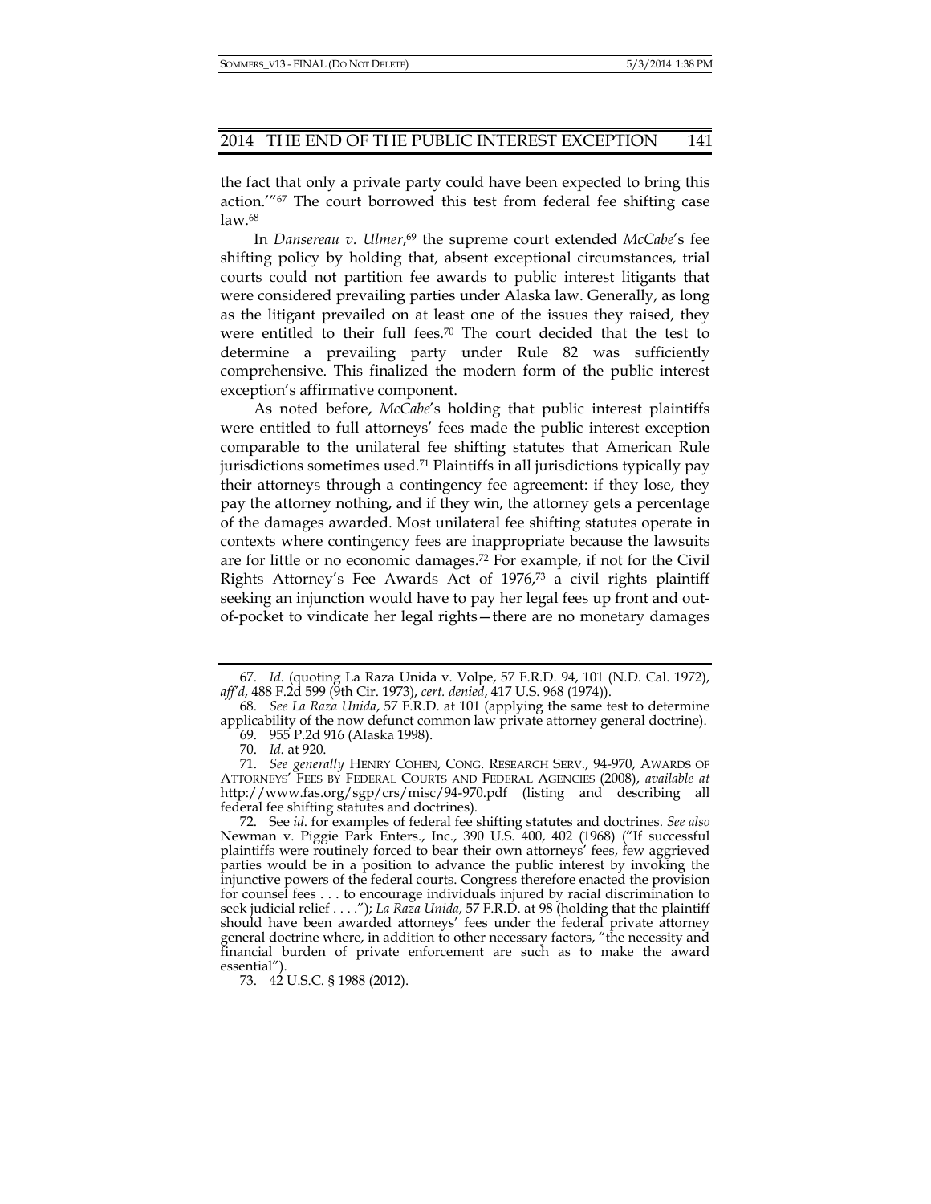the fact that only a private party could have been expected to bring this action.'"[67] The court borrowed this test from federal fee shifting case law.[68]

In *Dansereau v. Ulmer*,[69] the supreme court extended *McCabe*'s fee shifting policy by holding that, absent exceptional circumstances, trial courts could not partition fee awards to public interest litigants that were considered prevailing parties under Alaska law. Generally, as long as the litigant prevailed on at least one of the issues they raised, they were entitled to their full fees.[70] The court decided that the test to determine a prevailing party under Rule 82 was sufficiently comprehensive. This finalized the modern form of the public interest exception's affirmative component.

As noted before, *McCabe*'s holding that public interest plaintiffs were entitled to full attorneys' fees made the public interest exception comparable to the unilateral fee shifting statutes that American Rule jurisdictions sometimes used.[71] Plaintiffs in all jurisdictions typically pay their attorneys through a contingency fee agreement: if they lose, they pay the attorney nothing, and if they win, the attorney gets a percentage of the damages awarded. Most unilateral fee shifting statutes operate in contexts where contingency fees are inappropriate because the lawsuits are for little or no economic damages.[72] For example, if not for the Civil Rights Attorney's Fee Awards Act of 1976,[73] a civil rights plaintiff seeking an injunction would have to pay her legal fees up front and out-of-pocket to vindicate her legal rights—there are no monetary damages

---

67. *Id.* (quoting La Raza Unida v. Volpe, 57 F.R.D. 94, 101 (N.D. Cal. 1972), *aff'd*, 488 F.2d 599 (9th Cir. 1973), *cert. denied*, 417 U.S. 968 (1974)).

68. *See La Raza Unida*, 57 F.R.D. at 101 (applying the same test to determine applicability of the now defunct common law private attorney general doctrine).

69. 955 P.2d 916 (Alaska 1998).

70. *Id.* at 920.

71. *See generally* HENRY COHEN, CONG. RESEARCH SERV., 94-970, AWARDS OF ATTORNEYS' FEES BY FEDERAL COURTS AND FEDERAL AGENCIES (2008), *available at* http://www.fas.org/sgp/crs/misc/94-970.pdf (listing and describing all federal fee shifting statutes and doctrines).

72. See *id.* for examples of federal fee shifting statutes and doctrines. *See also* Newman v. Piggie Park Enters., Inc., 390 U.S. 400, 402 (1968) ("If successful plaintiffs were routinely forced to bear their own attorneys' fees, few aggrieved parties would be in a position to advance the public interest by invoking the injunctive powers of the federal courts. Congress therefore enacted the provision for counsel fees . . . to encourage individuals injured by racial discrimination to seek judicial relief . . . ."); *La Raza Unida*, 57 F.R.D. at 98 (holding that the plaintiff should have been awarded attorneys' fees under the federal private attorney general doctrine where, in addition to other necessary factors, "the necessity and financial burden of private enforcement are such as to make the award essential").

73. 42 U.S.C. § 1988 (2012).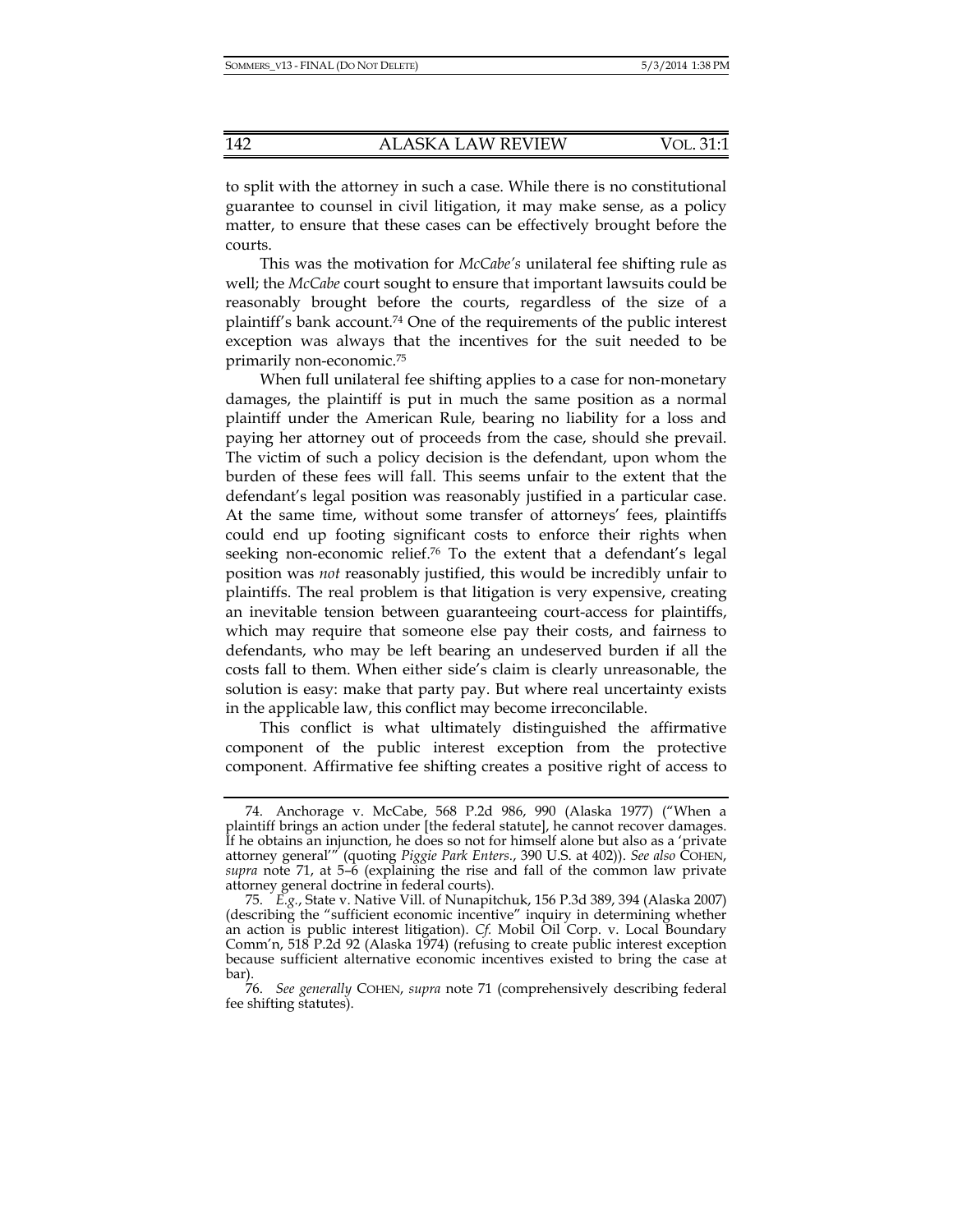to split with the attorney in such a case. While there is no constitutional guarantee to counsel in civil litigation, it may make sense, as a policy matter, to ensure that these cases can be effectively brought before the courts.

This was the motivation for *McCabe's* unilateral fee shifting rule as well; the *McCabe* court sought to ensure that important lawsuits could be reasonably brought before the courts, regardless of the size of a plaintiff's bank account.[74] One of the requirements of the public interest exception was always that the incentives for the suit needed to be primarily non-economic.[75]

When full unilateral fee shifting applies to a case for non-monetary damages, the plaintiff is put in much the same position as a normal plaintiff under the American Rule, bearing no liability for a loss and paying her attorney out of proceeds from the case, should she prevail. The victim of such a policy decision is the defendant, upon whom the burden of these fees will fall. This seems unfair to the extent that the defendant's legal position was reasonably justified in a particular case. At the same time, without some transfer of attorneys' fees, plaintiffs could end up footing significant costs to enforce their rights when seeking non-economic relief.[76] To the extent that a defendant's legal position was *not* reasonably justified, this would be incredibly unfair to plaintiffs. The real problem is that litigation is very expensive, creating an inevitable tension between guaranteeing court-access for plaintiffs, which may require that someone else pay their costs, and fairness to defendants, who may be left bearing an undeserved burden if all the costs fall to them. When either side's claim is clearly unreasonable, the solution is easy: make that party pay. But where real uncertainty exists in the applicable law, this conflict may become irreconcilable.

This conflict is what ultimately distinguished the affirmative component of the public interest exception from the protective component. Affirmative fee shifting creates a positive right of access to

---

74. Anchorage v. McCabe, 568 P.2d 986, 990 (Alaska 1977) ("When a plaintiff brings an action under [the federal statute], he cannot recover damages. If he obtains an injunction, he does so not for himself alone but also as a 'private attorney general'" (quoting *Piggie Park Enters.*, 390 U.S. at 402)). *See also* COHEN, *supra* note 71, at 5–6 (explaining the rise and fall of the common law private attorney general doctrine in federal courts).

75. *E.g.*, State v. Native Vill. of Nunapitchuk, 156 P.3d 389, 394 (Alaska 2007) (describing the "sufficient economic incentive" inquiry in determining whether an action is public interest litigation). *Cf.* Mobil Oil Corp. v. Local Boundary Comm'n, 518 P.2d 92 (Alaska 1974) (refusing to create public interest exception because sufficient alternative economic incentives existed to bring the case at bar).

76. *See generally* COHEN, *supra* note 71 (comprehensively describing federal fee shifting statutes).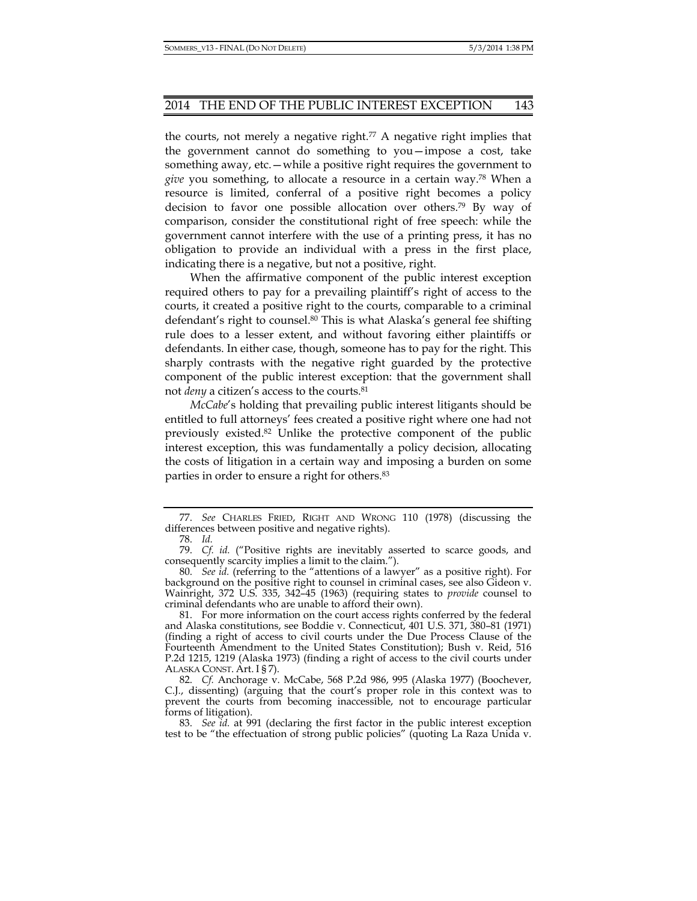the courts, not merely a negative right.[77] A negative right implies that the government cannot do something to you—impose a cost, take something away, etc.—while a positive right requires the government to *give* you something, to allocate a resource in a certain way.[78] When a resource is limited, conferral of a positive right becomes a policy decision to favor one possible allocation over others.[79] By way of comparison, consider the constitutional right of free speech: while the government cannot interfere with the use of a printing press, it has no obligation to provide an individual with a press in the first place, indicating there is a negative, but not a positive, right.

When the affirmative component of the public interest exception required others to pay for a prevailing plaintiff's right of access to the courts, it created a positive right to the courts, comparable to a criminal defendant's right to counsel.[80] This is what Alaska's general fee shifting rule does to a lesser extent, and without favoring either plaintiffs or defendants. In either case, though, someone has to pay for the right. This sharply contrasts with the negative right guarded by the protective component of the public interest exception: that the government shall not *deny* a citizen's access to the courts.[81]

*McCabe*'s holding that prevailing public interest litigants should be entitled to full attorneys' fees created a positive right where one had not previously existed.[82] Unlike the protective component of the public interest exception, this was fundamentally a policy decision, allocating the costs of litigation in a certain way and imposing a burden on some parties in order to ensure a right for others.[83]

---

77. *See* CHARLES FRIED, RIGHT AND WRONG 110 (1978) (discussing the differences between positive and negative rights).

78. *Id.*

79. *Cf. id.* ("Positive rights are inevitably asserted to scarce goods, and consequently scarcity implies a limit to the claim.").

80. *See id.* (referring to the "attentions of a lawyer" as a positive right). For background on the positive right to counsel in criminal cases, see also Gideon v. Wainright, 372 U.S. 335, 342–45 (1963) (requiring states to *provide* counsel to criminal defendants who are unable to afford their own).

81. For more information on the court access rights conferred by the federal and Alaska constitutions, see Boddie v. Connecticut, 401 U.S. 371, 380–81 (1971) (finding a right of access to civil courts under the Due Process Clause of the Fourteenth Amendment to the United States Constitution); Bush v. Reid, 516 P.2d 1215, 1219 (Alaska 1973) (finding a right of access to the civil courts under ALASKA CONST. Art. I § 7).

82. *Cf.* Anchorage v. McCabe, 568 P.2d 986, 995 (Alaska 1977) (Boochever, C.J., dissenting) (arguing that the court's proper role in this context was to prevent the courts from becoming inaccessible, not to encourage particular forms of litigation).

83. *See id.* at 991 (declaring the first factor in the public interest exception test to be "the effectuation of strong public policies" (quoting La Raza Unida v.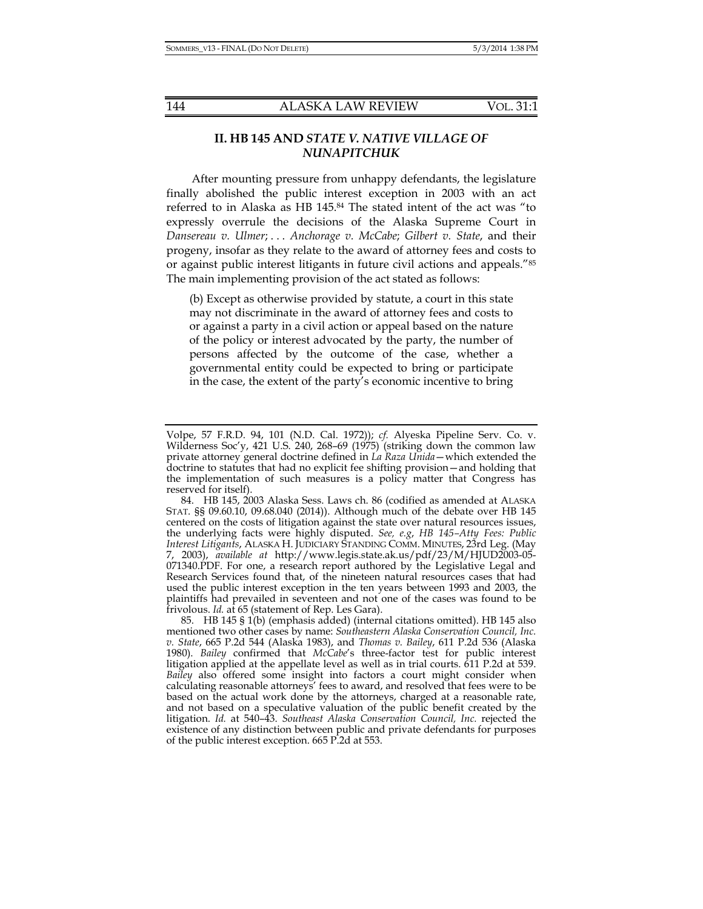## II. HB 145 AND *STATE V. NATIVE VILLAGE OF NUNAPITCHUK*

After mounting pressure from unhappy defendants, the legislature finally abolished the public interest exception in 2003 with an act referred to in Alaska as HB 145.[84] The stated intent of the act was "to expressly overrule the decisions of the Alaska Supreme Court in *Dansereau v. Ulmer*; . . . *Anchorage v. McCabe*; *Gilbert v. State*, and their progeny, insofar as they relate to the award of attorney fees and costs to or against public interest litigants in future civil actions and appeals."[85] The main implementing provision of the act stated as follows:

> (b) Except as otherwise provided by statute, a court in this state may not discriminate in the award of attorney fees and costs to or against a party in a civil action or appeal based on the nature of the policy or interest advocated by the party, the number of persons affected by the outcome of the case, whether a governmental entity could be expected to bring or participate in the case, the extent of the party's economic incentive to bring

---

Volpe, 57 F.R.D. 94, 101 (N.D. Cal. 1972)); *cf.* Alyeska Pipeline Serv. Co. v. Wilderness Soc'y, 421 U.S. 240, 268–69 (1975) (striking down the common law private attorney general doctrine defined in *La Raza Unida*—which extended the doctrine to statutes that had no explicit fee shifting provision—and holding that the implementation of such measures is a policy matter that Congress has reserved for itself).

84. HB 145, 2003 Alaska Sess. Laws ch. 86 (codified as amended at ALASKA STAT. §§ 09.60.10, 09.68.040 (2014)). Although much of the debate over HB 145 centered on the costs of litigation against the state over natural resources issues, the underlying facts were highly disputed. *See, e.g*, *HB 145–Atty Fees: Public Interest Litigants*, ALASKA H. JUDICIARY STANDING COMM. MINUTES, 23rd Leg. (May 7, 2003), *available at* http://www.legis.state.ak.us/pdf/23/M/HJUD2003-05-071340.PDF. For one, a research report authored by the Legislative Legal and Research Services found that, of the nineteen natural resources cases that had used the public interest exception in the ten years between 1993 and 2003, the plaintiffs had prevailed in seventeen and not one of the cases was found to be frivolous. *Id.* at 65 (statement of Rep. Les Gara).

85. HB 145 § 1(b) (emphasis added) (internal citations omitted). HB 145 also mentioned two other cases by name: *Southeastern Alaska Conservation Council, Inc. v. State*, 665 P.2d 544 (Alaska 1983), and *Thomas v. Bailey*, 611 P.2d 536 (Alaska 1980). *Bailey* confirmed that *McCabe*'s three-factor test for public interest litigation applied at the appellate level as well as in trial courts. 611 P.2d at 539. *Bailey* also offered some insight into factors a court might consider when calculating reasonable attorneys' fees to award, and resolved that fees were to be based on the actual work done by the attorneys, charged at a reasonable rate, and not based on a speculative valuation of the public benefit created by the litigation. *Id.* at 540–43. *Southeast Alaska Conservation Council, Inc.* rejected the existence of any distinction between public and private defendants for purposes of the public interest exception. 665 P.2d at 553.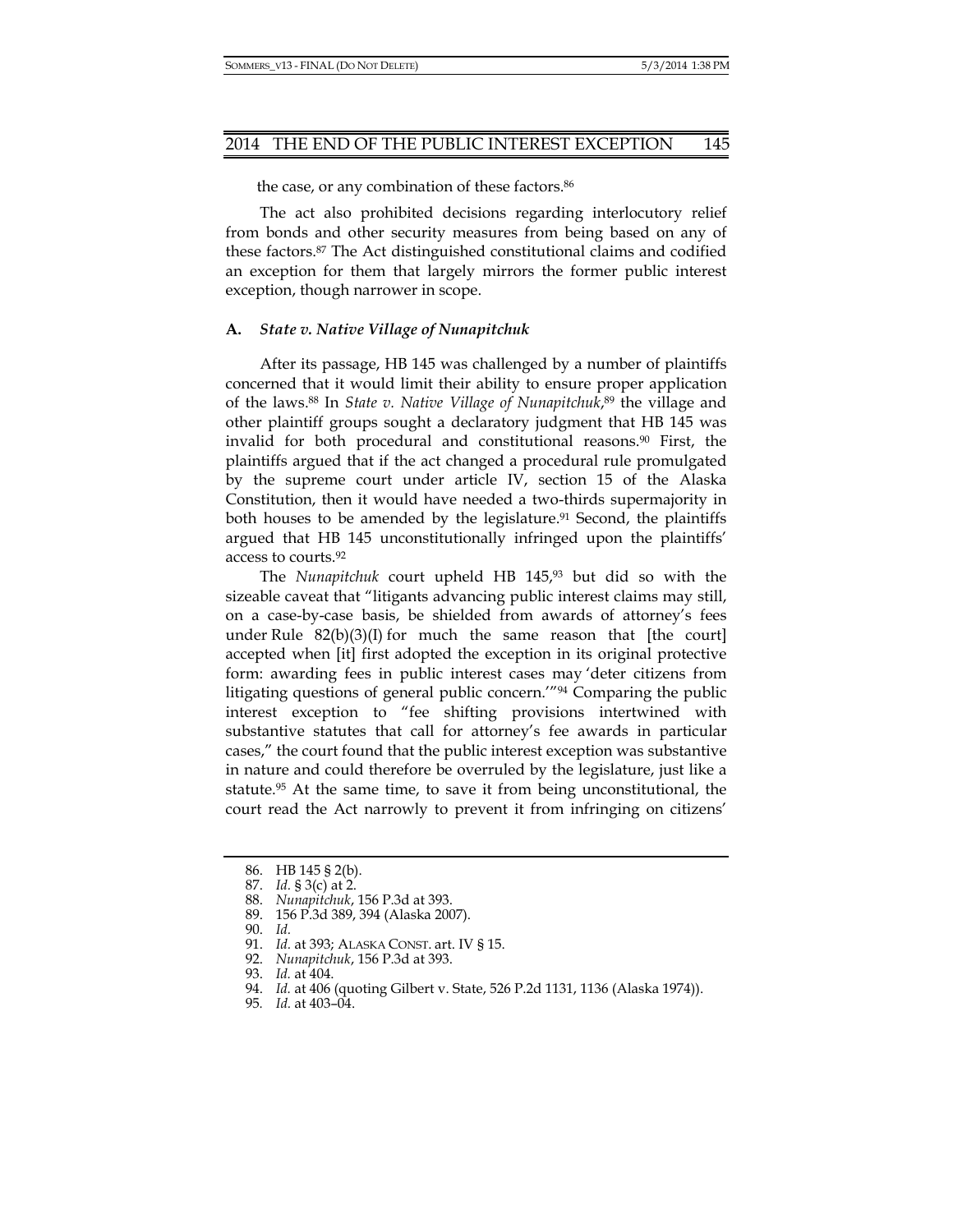the case, or any combination of these factors.[86]

The act also prohibited decisions regarding interlocutory relief from bonds and other security measures from being based on any of these factors.[87] The Act distinguished constitutional claims and codified an exception for them that largely mirrors the former public interest exception, though narrower in scope.

### A. *State v. Native Village of Nunapitchuk*

After its passage, HB 145 was challenged by a number of plaintiffs concerned that it would limit their ability to ensure proper application of the laws.[88] In *State v. Native Village of Nunapitchuk*,[89] the village and other plaintiff groups sought a declaratory judgment that HB 145 was invalid for both procedural and constitutional reasons.[90] First, the plaintiffs argued that if the act changed a procedural rule promulgated by the supreme court under article IV, section 15 of the Alaska Constitution, then it would have needed a two-thirds supermajority in both houses to be amended by the legislature.[91] Second, the plaintiffs argued that HB 145 unconstitutionally infringed upon the plaintiffs' access to courts.[92]

The *Nunapitchuk* court upheld HB 145,[93] but did so with the sizeable caveat that "litigants advancing public interest claims may still, on a case-by-case basis, be shielded from awards of attorney's fees under Rule 82(b)(3)(I) for much the same reason that [the court] accepted when [it] first adopted the exception in its original protective form: awarding fees in public interest cases may 'deter citizens from litigating questions of general public concern.'"[94] Comparing the public interest exception to "fee shifting provisions intertwined with substantive statutes that call for attorney's fee awards in particular cases," the court found that the public interest exception was substantive in nature and could therefore be overruled by the legislature, just like a statute.[95] At the same time, to save it from being unconstitutional, the court read the Act narrowly to prevent it from infringing on citizens'

---

86. HB 145 § 2(b).
87. *Id.* § 3(c) at 2.
88. *Nunapitchuk*, 156 P.3d at 393.
89. 156 P.3d 389, 394 (Alaska 2007).
90. *Id.*
91. *Id.* at 393; ALASKA CONST. art. IV § 15.
92. *Nunapitchuk*, 156 P.3d at 393.
93. *Id.* at 404.
94. *Id.* at 406 (quoting Gilbert v. State, 526 P.2d 1131, 1136 (Alaska 1974)).
95. *Id.* at 403–04.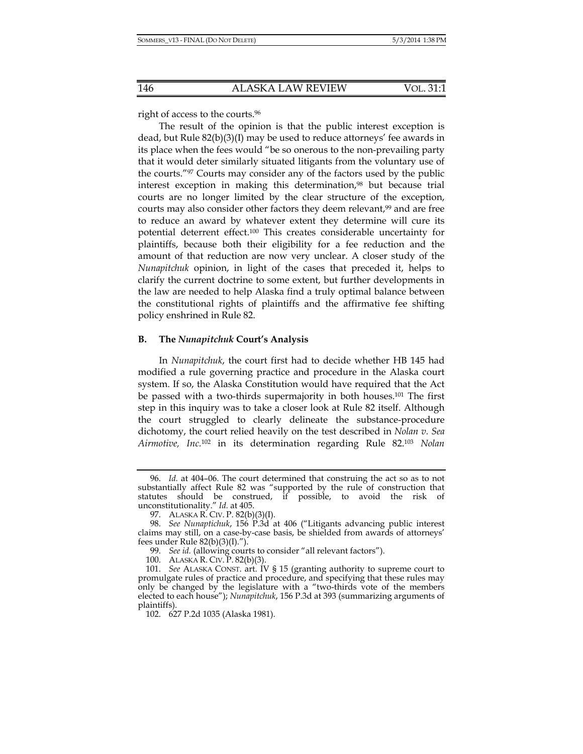right of access to the courts.[96]

The result of the opinion is that the public interest exception is dead, but Rule 82(b)(3)(I) may be used to reduce attorneys' fee awards in its place when the fees would "be so onerous to the non-prevailing party that it would deter similarly situated litigants from the voluntary use of the courts."[97] Courts may consider any of the factors used by the public interest exception in making this determination,[98] but because trial courts are no longer limited by the clear structure of the exception, courts may also consider other factors they deem relevant,[99] and are free to reduce an award by whatever extent they determine will cure its potential deterrent effect.[100] This creates considerable uncertainty for plaintiffs, because both their eligibility for a fee reduction and the amount of that reduction are now very unclear. A closer study of the *Nunapitchuk* opinion, in light of the cases that preceded it, helps to clarify the current doctrine to some extent, but further developments in the law are needed to help Alaska find a truly optimal balance between the constitutional rights of plaintiffs and the affirmative fee shifting policy enshrined in Rule 82.

### B. The *Nunapitchuk* Court's Analysis

In *Nunapitchuk*, the court first had to decide whether HB 145 had modified a rule governing practice and procedure in the Alaska court system. If so, the Alaska Constitution would have required that the Act be passed with a two-thirds supermajority in both houses.[101] The first step in this inquiry was to take a closer look at Rule 82 itself. Although the court struggled to clearly delineate the substance-procedure dichotomy, the court relied heavily on the test described in *Nolan v. Sea Airmotive, Inc.*[102] in its determination regarding Rule 82.[103] *Nolan*

---

96. *Id.* at 404–06. The court determined that construing the act so as to not substantially affect Rule 82 was "supported by the rule of construction that statutes should be construed, if possible, to avoid the risk of unconstitutionality." *Id.* at 405.

97. ALASKA R. CIV. P. 82(b)(3)(I).

98. *See Nunaptichuk*, 156 P.3d at 406 ("Litigants advancing public interest claims may still, on a case-by-case basis, be shielded from awards of attorneys' fees under Rule 82(b)(3)(I).").

99. *See id.* (allowing courts to consider "all relevant factors").

100. ALASKA R. CIV. P. 82(b)(3).

101. *See* ALASKA CONST. art. IV § 15 (granting authority to supreme court to promulgate rules of practice and procedure, and specifying that these rules may only be changed by the legislature with a "two-thirds vote of the members elected to each house"); *Nunapitchuk*, 156 P.3d at 393 (summarizing arguments of plaintiffs).

102. 627 P.2d 1035 (Alaska 1981).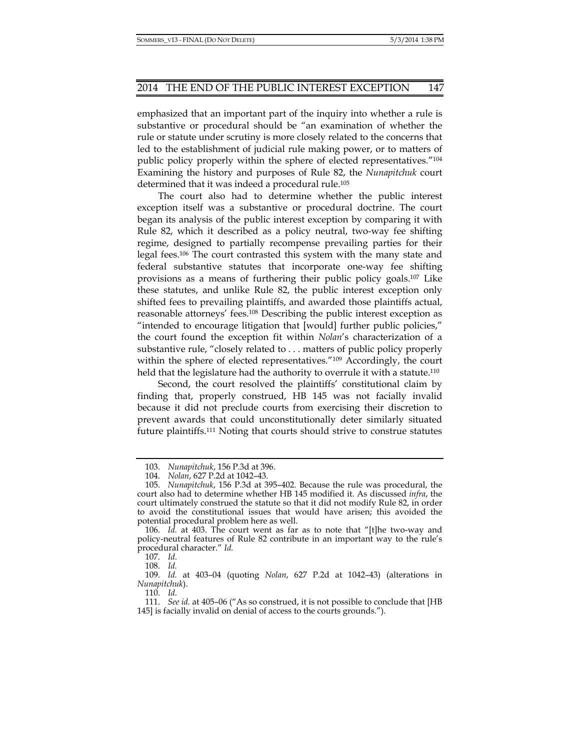emphasized that an important part of the inquiry into whether a rule is substantive or procedural should be "an examination of whether the rule or statute under scrutiny is more closely related to the concerns that led to the establishment of judicial rule making power, or to matters of public policy properly within the sphere of elected representatives."[104] Examining the history and purposes of Rule 82, the *Nunapitchuk* court determined that it was indeed a procedural rule.[105]

The court also had to determine whether the public interest exception itself was a substantive or procedural doctrine. The court began its analysis of the public interest exception by comparing it with Rule 82, which it described as a policy neutral, two-way fee shifting regime, designed to partially recompense prevailing parties for their legal fees.[106] The court contrasted this system with the many state and federal substantive statutes that incorporate one-way fee shifting provisions as a means of furthering their public policy goals.[107] Like these statutes, and unlike Rule 82, the public interest exception only shifted fees to prevailing plaintiffs, and awarded those plaintiffs actual, reasonable attorneys' fees.[108] Describing the public interest exception as "intended to encourage litigation that [would] further public policies," the court found the exception fit within *Nolan*'s characterization of a substantive rule, "closely related to . . . matters of public policy properly within the sphere of elected representatives."[109] Accordingly, the court held that the legislature had the authority to overrule it with a statute.[110]

Second, the court resolved the plaintiffs' constitutional claim by finding that, properly construed, HB 145 was not facially invalid because it did not preclude courts from exercising their discretion to prevent awards that could unconstitutionally deter similarly situated future plaintiffs.[111] Noting that courts should strive to construe statutes

---

103. *Nunapitchuk*, 156 P.3d at 396.

104. *Nolan*, 627 P.2d at 1042–43.

105. *Nunapitchuk*, 156 P.3d at 395–402. Because the rule was procedural, the court also had to determine whether HB 145 modified it. As discussed *infra*, the court ultimately construed the statute so that it did not modify Rule 82, in order to avoid the constitutional issues that would have arisen; this avoided the potential procedural problem here as well.

106. *Id.* at 403. The court went as far as to note that "[t]he two-way and policy-neutral features of Rule 82 contribute in an important way to the rule's procedural character." *Id.*

107. *Id.*

108. *Id.*

109. *Id.* at 403–04 (quoting *Nolan*, 627 P.2d at 1042–43) (alterations in *Nunapitchuk*).

110. *Id.*

111. *See id.* at 405–06 ("As so construed, it is not possible to conclude that [HB 145] is facially invalid on denial of access to the courts grounds.").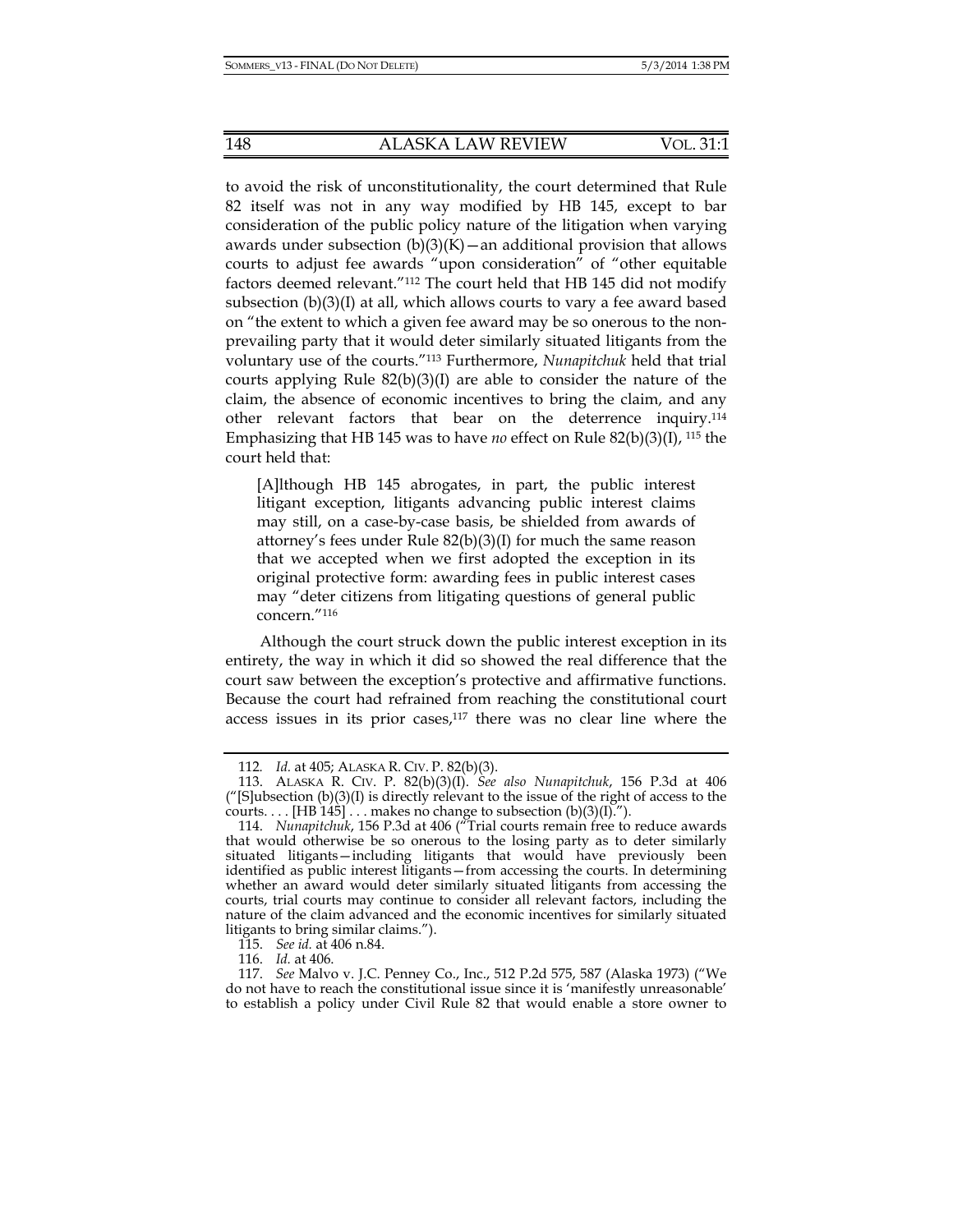to avoid the risk of unconstitutionality, the court determined that Rule 82 itself was not in any way modified by HB 145, except to bar consideration of the public policy nature of the litigation when varying awards under subsection (b)(3)(K)—an additional provision that allows courts to adjust fee awards "upon consideration" of "other equitable factors deemed relevant."[112] The court held that HB 145 did not modify subsection (b)(3)(I) at all, which allows courts to vary a fee award based on "the extent to which a given fee award may be so onerous to the non-prevailing party that it would deter similarly situated litigants from the voluntary use of the courts."[113] Furthermore, *Nunapitchuk* held that trial courts applying Rule 82(b)(3)(I) are able to consider the nature of the claim, the absence of economic incentives to bring the claim, and any other relevant factors that bear on the deterrence inquiry.[114] Emphasizing that HB 145 was to have *no* effect on Rule 82(b)(3)(I), [115] the court held that:

> [A]lthough HB 145 abrogates, in part, the public interest litigant exception, litigants advancing public interest claims may still, on a case-by-case basis, be shielded from awards of attorney's fees under Rule 82(b)(3)(I) for much the same reason that we accepted when we first adopted the exception in its original protective form: awarding fees in public interest cases may "deter citizens from litigating questions of general public concern."[116]

Although the court struck down the public interest exception in its entirety, the way in which it did so showed the real difference that the court saw between the exception's protective and affirmative functions. Because the court had refrained from reaching the constitutional court access issues in its prior cases,[117] there was no clear line where the

---

112. *Id.* at 405; ALASKA R. CIV. P. 82(b)(3).

113. ALASKA R. CIV. P. 82(b)(3)(I). *See also Nunapitchuk*, 156 P.3d at 406 ("[S]ubsection (b)(3)(I) is directly relevant to the issue of the right of access to the courts. . . . [HB 145] . . . makes no change to subsection (b)(3)(I).").

114. *Nunapitchuk*, 156 P.3d at 406 ("Trial courts remain free to reduce awards that would otherwise be so onerous to the losing party as to deter similarly situated litigants—including litigants that would have previously been identified as public interest litigants—from accessing the courts. In determining whether an award would deter similarly situated litigants from accessing the courts, trial courts may continue to consider all relevant factors, including the nature of the claim advanced and the economic incentives for similarly situated litigants to bring similar claims.").

115. *See id.* at 406 n.84.

116. *Id.* at 406.

117. *See* Malvo v. J.C. Penney Co., Inc., 512 P.2d 575, 587 (Alaska 1973) ("We do not have to reach the constitutional issue since it is 'manifestly unreasonable' to establish a policy under Civil Rule 82 that would enable a store owner to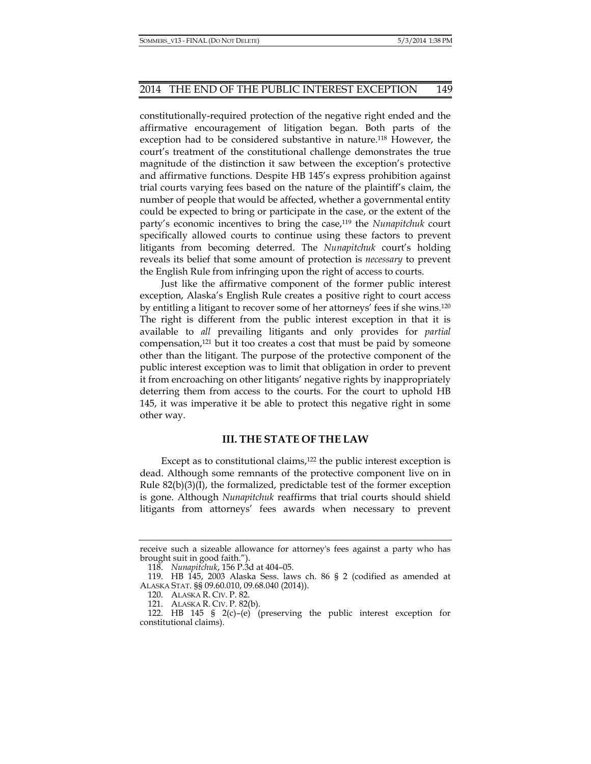constitutionally-required protection of the negative right ended and the affirmative encouragement of litigation began. Both parts of the exception had to be considered substantive in nature.[118] However, the court's treatment of the constitutional challenge demonstrates the true magnitude of the distinction it saw between the exception's protective and affirmative functions. Despite HB 145's express prohibition against trial courts varying fees based on the nature of the plaintiff's claim, the number of people that would be affected, whether a governmental entity could be expected to bring or participate in the case, or the extent of the party's economic incentives to bring the case,[119] the *Nunapitchuk* court specifically allowed courts to continue using these factors to prevent litigants from becoming deterred. The *Nunapitchuk* court's holding reveals its belief that some amount of protection is *necessary* to prevent the English Rule from infringing upon the right of access to courts.

Just like the affirmative component of the former public interest exception, Alaska's English Rule creates a positive right to court access by entitling a litigant to recover some of her attorneys' fees if she wins.[120] The right is different from the public interest exception in that it is available to *all* prevailing litigants and only provides for *partial* compensation,[121] but it too creates a cost that must be paid by someone other than the litigant. The purpose of the protective component of the public interest exception was to limit that obligation in order to prevent it from encroaching on other litigants' negative rights by inappropriately deterring them from access to the courts. For the court to uphold HB 145, it was imperative it be able to protect this negative right in some other way.

## III. THE STATE OF THE LAW

Except as to constitutional claims,[122] the public interest exception is dead. Although some remnants of the protective component live on in Rule 82(b)(3)(I), the formalized, predictable test of the former exception is gone. Although *Nunapitchuk* reaffirms that trial courts should shield litigants from attorneys' fees awards when necessary to prevent

---

receive such a sizeable allowance for attorney's fees against a party who has brought suit in good faith.").

118. *Nunapitchuk*, 156 P.3d at 404–05.

119. HB 145, 2003 Alaska Sess. laws ch. 86 § 2 (codified as amended at ALASKA STAT. §§ 09.60.010, 09.68.040 (2014)).

120. ALASKA R. CIV. P. 82.

121. ALASKA R. CIV. P. 82(b).

122. HB 145 § 2(c)–(e) (preserving the public interest exception for constitutional claims).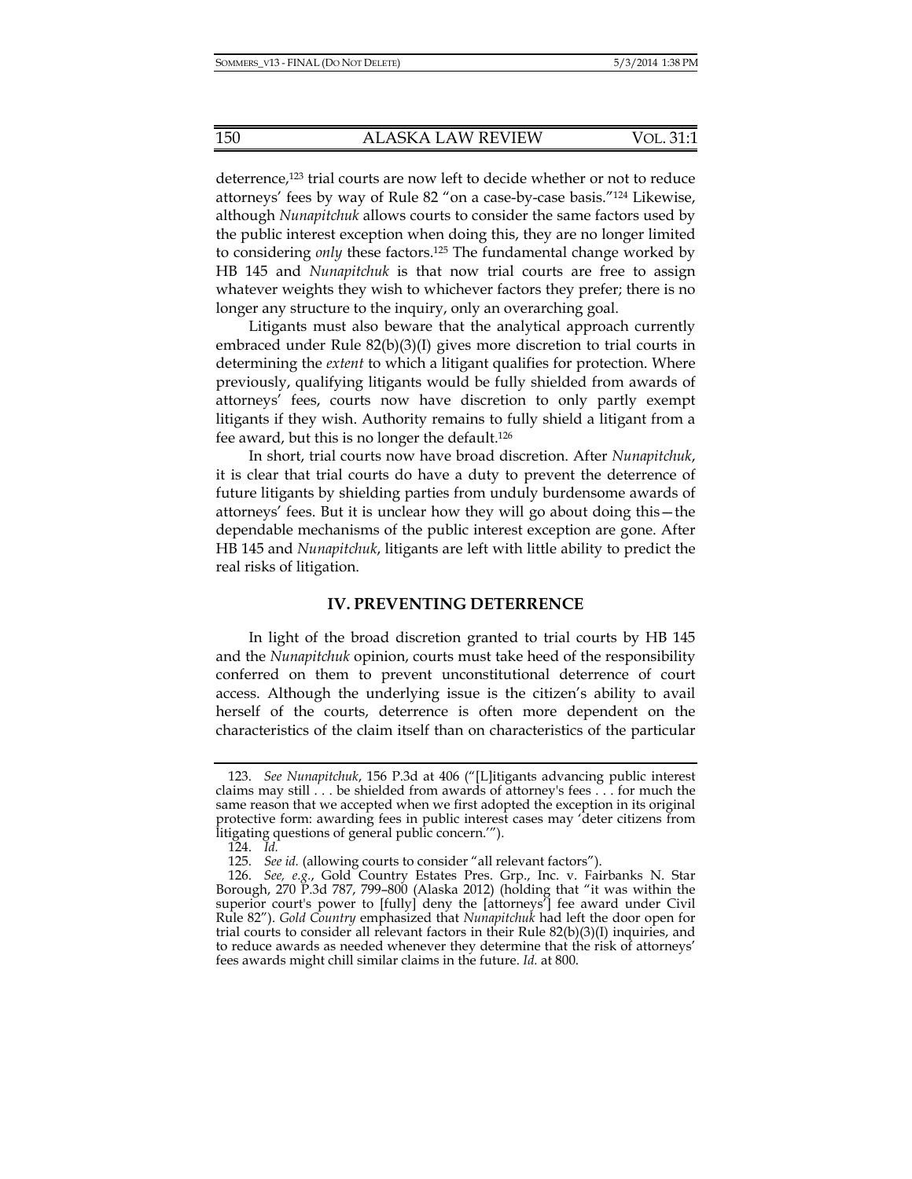deterrence,[123] trial courts are now left to decide whether or not to reduce attorneys' fees by way of Rule 82 "on a case-by-case basis."[124] Likewise, although *Nunapitchuk* allows courts to consider the same factors used by the public interest exception when doing this, they are no longer limited to considering *only* these factors.[125] The fundamental change worked by HB 145 and *Nunapitchuk* is that now trial courts are free to assign whatever weights they wish to whichever factors they prefer; there is no longer any structure to the inquiry, only an overarching goal.

Litigants must also beware that the analytical approach currently embraced under Rule 82(b)(3)(I) gives more discretion to trial courts in determining the *extent* to which a litigant qualifies for protection. Where previously, qualifying litigants would be fully shielded from awards of attorneys' fees, courts now have discretion to only partly exempt litigants if they wish. Authority remains to fully shield a litigant from a fee award, but this is no longer the default.[126]

In short, trial courts now have broad discretion. After *Nunapitchuk*, it is clear that trial courts do have a duty to prevent the deterrence of future litigants by shielding parties from unduly burdensome awards of attorneys' fees. But it is unclear how they will go about doing this—the dependable mechanisms of the public interest exception are gone. After HB 145 and *Nunapitchuk*, litigants are left with little ability to predict the real risks of litigation.

## IV. PREVENTING DETERRENCE

In light of the broad discretion granted to trial courts by HB 145 and the *Nunapitchuk* opinion, courts must take heed of the responsibility conferred on them to prevent unconstitutional deterrence of court access. Although the underlying issue is the citizen's ability to avail herself of the courts, deterrence is often more dependent on the characteristics of the claim itself than on characteristics of the particular

---

123. *See Nunapitchuk*, 156 P.3d at 406 ("[L]itigants advancing public interest claims may still . . . be shielded from awards of attorney's fees . . . for much the same reason that we accepted when we first adopted the exception in its original protective form: awarding fees in public interest cases may 'deter citizens from litigating questions of general public concern.'").

124. *Id.*

125. *See id.* (allowing courts to consider "all relevant factors").

126. *See, e.g.*, Gold Country Estates Pres. Grp., Inc. v. Fairbanks N. Star Borough, 270 P.3d 787, 799–800 (Alaska 2012) (holding that "it was within the superior court's power to [fully] deny the [attorneys'] fee award under Civil Rule 82"). *Gold Country* emphasized that *Nunapitchuk* had left the door open for trial courts to consider all relevant factors in their Rule 82(b)(3)(I) inquiries, and to reduce awards as needed whenever they determine that the risk of attorneys' fees awards might chill similar claims in the future. *Id.* at 800.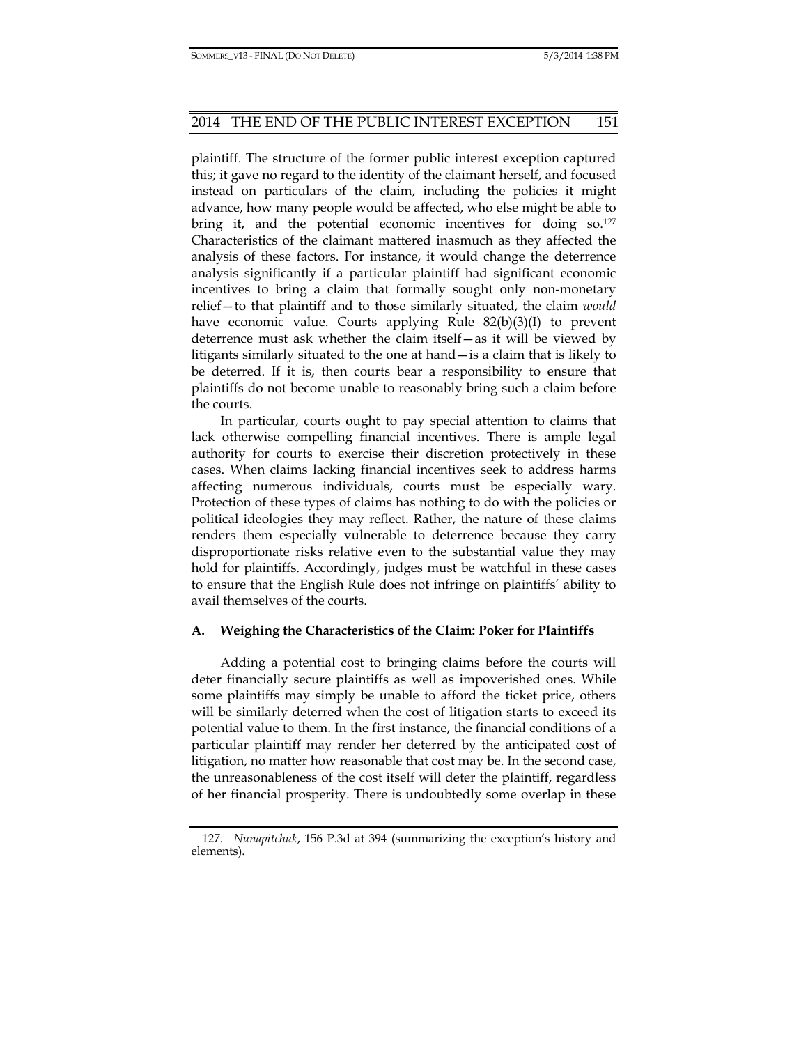plaintiff. The structure of the former public interest exception captured this; it gave no regard to the identity of the claimant herself, and focused instead on particulars of the claim, including the policies it might advance, how many people would be affected, who else might be able to bring it, and the potential economic incentives for doing so.[127] Characteristics of the claimant mattered inasmuch as they affected the analysis of these factors. For instance, it would change the deterrence analysis significantly if a particular plaintiff had significant economic incentives to bring a claim that formally sought only non-monetary relief—to that plaintiff and to those similarly situated, the claim *would* have economic value. Courts applying Rule 82(b)(3)(I) to prevent deterrence must ask whether the claim itself—as it will be viewed by litigants similarly situated to the one at hand—is a claim that is likely to be deterred. If it is, then courts bear a responsibility to ensure that plaintiffs do not become unable to reasonably bring such a claim before the courts.

In particular, courts ought to pay special attention to claims that lack otherwise compelling financial incentives. There is ample legal authority for courts to exercise their discretion protectively in these cases. When claims lacking financial incentives seek to address harms affecting numerous individuals, courts must be especially wary. Protection of these types of claims has nothing to do with the policies or political ideologies they may reflect. Rather, the nature of these claims renders them especially vulnerable to deterrence because they carry disproportionate risks relative even to the substantial value they may hold for plaintiffs. Accordingly, judges must be watchful in these cases to ensure that the English Rule does not infringe on plaintiffs' ability to avail themselves of the courts.

### A. Weighing the Characteristics of the Claim: Poker for Plaintiffs

Adding a potential cost to bringing claims before the courts will deter financially secure plaintiffs as well as impoverished ones. While some plaintiffs may simply be unable to afford the ticket price, others will be similarly deterred when the cost of litigation starts to exceed its potential value to them. In the first instance, the financial conditions of a particular plaintiff may render her deterred by the anticipated cost of litigation, no matter how reasonable that cost may be. In the second case, the unreasonableness of the cost itself will deter the plaintiff, regardless of her financial prosperity. There is undoubtedly some overlap in these

127. *Nunapitchuk*, 156 P.3d at 394 (summarizing the exception's history and elements).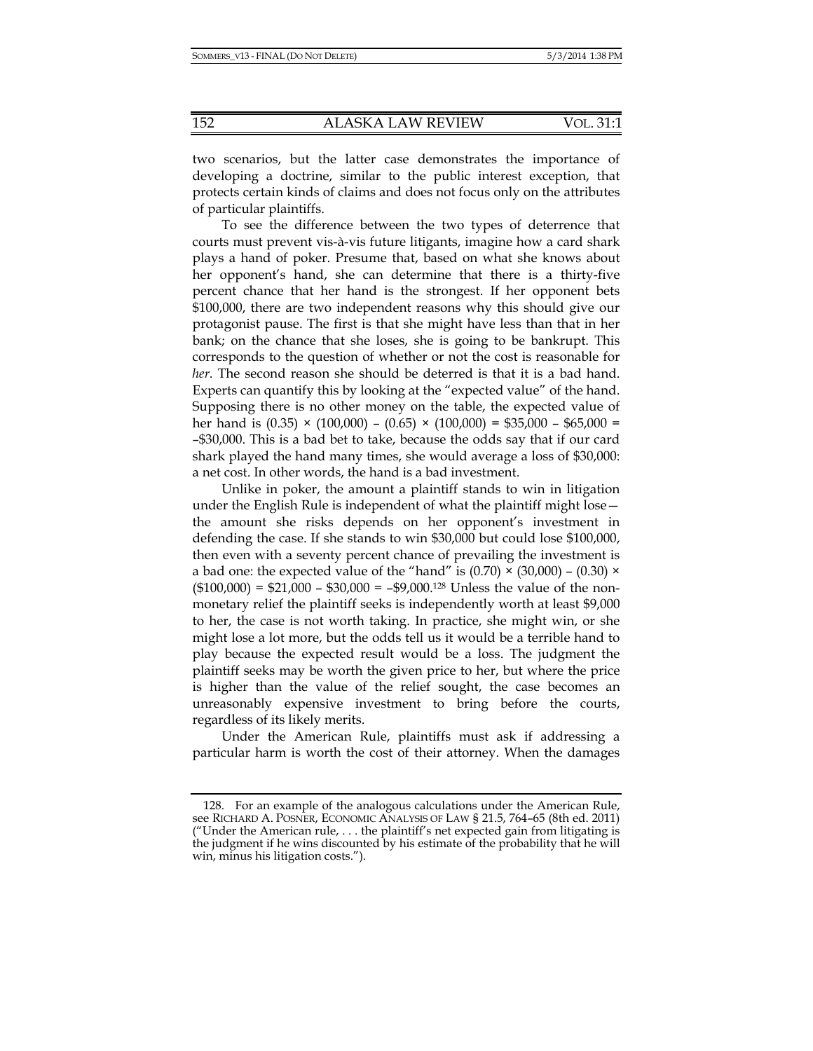two scenarios, but the latter case demonstrates the importance of developing a doctrine, similar to the public interest exception, that protects certain kinds of claims and does not focus only on the attributes of particular plaintiffs.

To see the difference between the two types of deterrence that courts must prevent vis-à-vis future litigants, imagine how a card shark plays a hand of poker. Presume that, based on what she knows about her opponent's hand, she can determine that there is a thirty-five percent chance that her hand is the strongest. If her opponent bets \$100,000, there are two independent reasons why this should give our protagonist pause. The first is that she might have less than that in her bank; on the chance that she loses, she is going to be bankrupt. This corresponds to the question of whether or not the cost is reasonable for *her*. The second reason she should be deterred is that it is a bad hand. Experts can quantify this by looking at the "expected value" of the hand. Supposing there is no other money on the table, the expected value of her hand is $(0.35) \times (100{,}000) - (0.65) \times (100{,}000) = \$35{,}000 - \$65{,}000 = -\$30{,}000$. This is a bad bet to take, because the odds say that if our card shark played the hand many times, she would average a loss of \$30,000: a net cost. In other words, the hand is a bad investment.

Unlike in poker, the amount a plaintiff stands to win in litigation under the English Rule is independent of what the plaintiff might lose—the amount she risks depends on her opponent's investment in defending the case. If she stands to win \$30,000 but could lose \$100,000, then even with a seventy percent chance of prevailing the investment is a bad one: the expected value of the "hand" is $(0.70) \times (30{,}000) - (0.30) \times (\$100{,}000) = \$21{,}000 - \$30{,}000 = -\$9{,}000$.[128] Unless the value of the non-monetary relief the plaintiff seeks is independently worth at least \$9,000 to her, the case is not worth taking. In practice, she might win, or she might lose a lot more, but the odds tell us it would be a terrible hand to play because the expected result would be a loss. The judgment the plaintiff seeks may be worth the given price to her, but where the price is higher than the value of the relief sought, the case becomes an unreasonably expensive investment to bring before the courts, regardless of its likely merits.

Under the American Rule, plaintiffs must ask if addressing a particular harm is worth the cost of their attorney. When the damages

---

128. For an example of the analogous calculations under the American Rule, see RICHARD A. POSNER, ECONOMIC ANALYSIS OF LAW § 21.5, 764–65 (8th ed. 2011) ("Under the American rule, . . . the plaintiff's net expected gain from litigating is the judgment if he wins discounted by his estimate of the probability that he will win, minus his litigation costs.").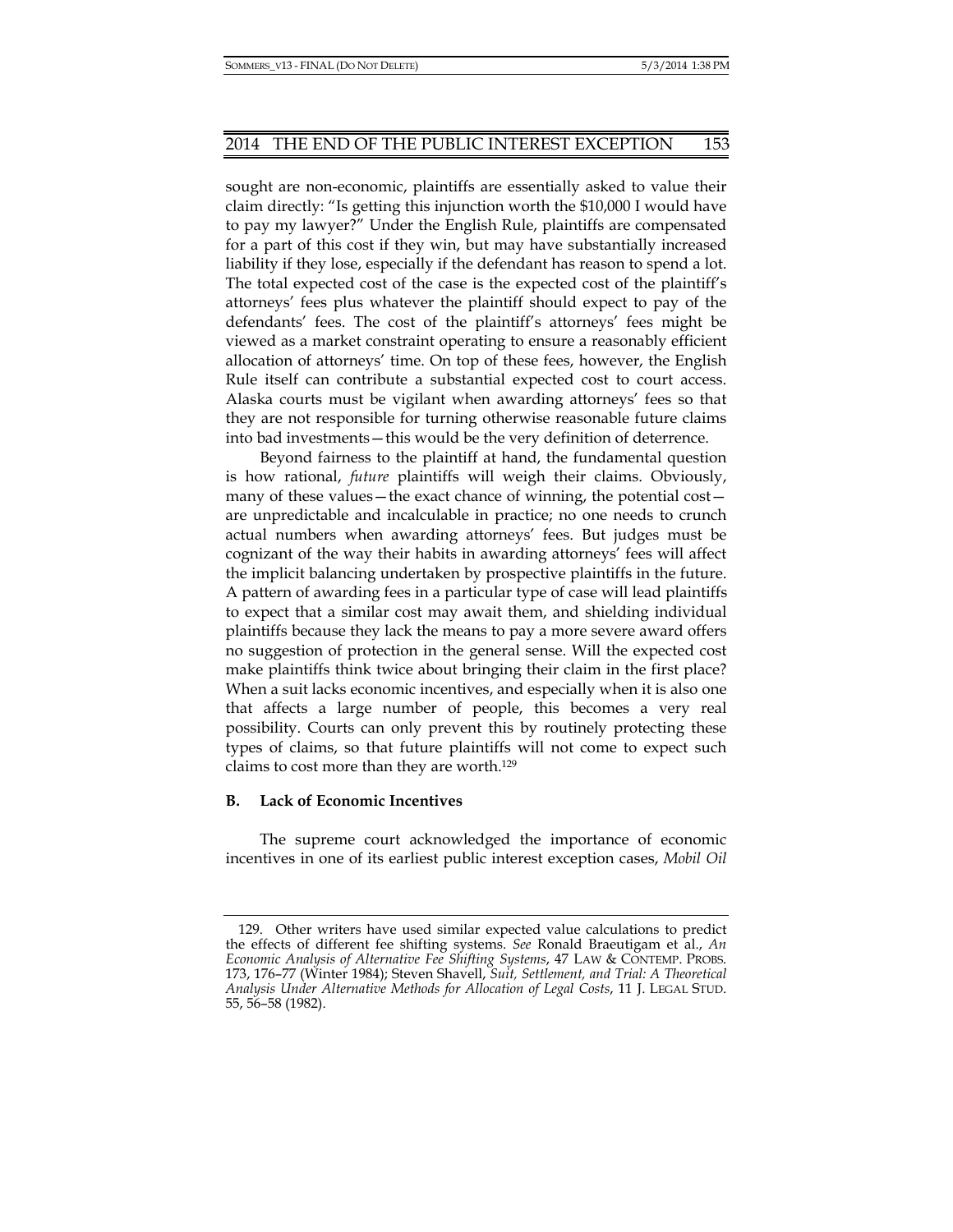sought are non-economic, plaintiffs are essentially asked to value their claim directly: "Is getting this injunction worth the $10,000 I would have to pay my lawyer?" Under the English Rule, plaintiffs are compensated for a part of this cost if they win, but may have substantially increased liability if they lose, especially if the defendant has reason to spend a lot. The total expected cost of the case is the expected cost of the plaintiff's attorneys' fees plus whatever the plaintiff should expect to pay of the defendants' fees. The cost of the plaintiff's attorneys' fees might be viewed as a market constraint operating to ensure a reasonably efficient allocation of attorneys' time. On top of these fees, however, the English Rule itself can contribute a substantial expected cost to court access. Alaska courts must be vigilant when awarding attorneys' fees so that they are not responsible for turning otherwise reasonable future claims into bad investments—this would be the very definition of deterrence.

Beyond fairness to the plaintiff at hand, the fundamental question is how rational, *future* plaintiffs will weigh their claims. Obviously, many of these values—the exact chance of winning, the potential cost—are unpredictable and incalculable in practice; no one needs to crunch actual numbers when awarding attorneys' fees. But judges must be cognizant of the way their habits in awarding attorneys' fees will affect the implicit balancing undertaken by prospective plaintiffs in the future. A pattern of awarding fees in a particular type of case will lead plaintiffs to expect that a similar cost may await them, and shielding individual plaintiffs because they lack the means to pay a more severe award offers no suggestion of protection in the general sense. Will the expected cost make plaintiffs think twice about bringing their claim in the first place? When a suit lacks economic incentives, and especially when it is also one that affects a large number of people, this becomes a very real possibility. Courts can only prevent this by routinely protecting these types of claims, so that future plaintiffs will not come to expect such claims to cost more than they are worth.[129]

### B. Lack of Economic Incentives

The supreme court acknowledged the importance of economic incentives in one of its earliest public interest exception cases, *Mobil Oil*

---

129. Other writers have used similar expected value calculations to predict the effects of different fee shifting systems. *See* Ronald Braeutigam et al., *An Economic Analysis of Alternative Fee Shifting Systems*, 47 LAW & CONTEMP. PROBS. 173, 176–77 (Winter 1984); Steven Shavell, *Suit, Settlement, and Trial: A Theoretical Analysis Under Alternative Methods for Allocation of Legal Costs*, 11 J. LEGAL STUD. 55, 56–58 (1982).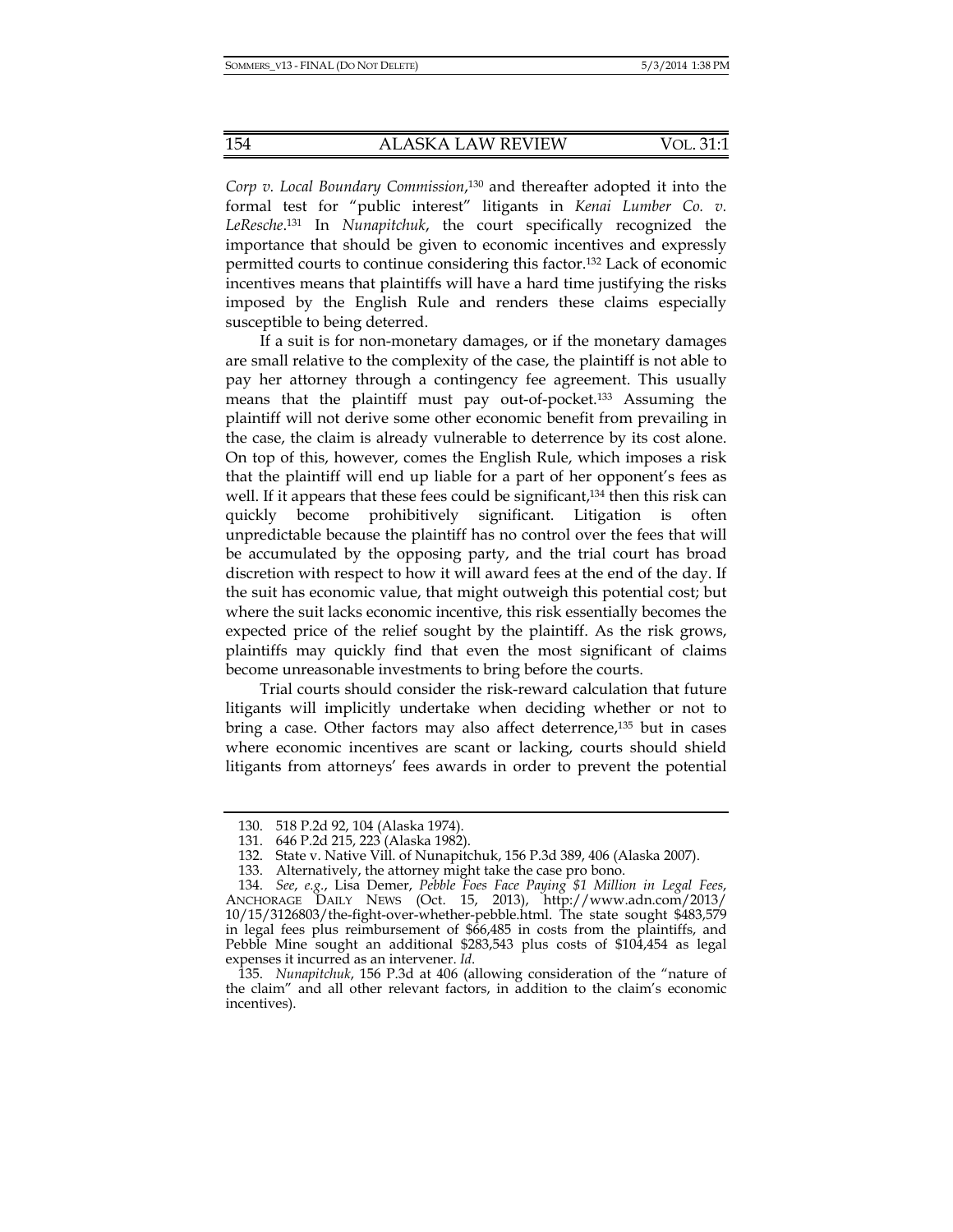*Corp v. Local Boundary Commission*,[130] and thereafter adopted it into the formal test for "public interest" litigants in *Kenai Lumber Co. v. LeResche*.[131] In *Nunapitchuk*, the court specifically recognized the importance that should be given to economic incentives and expressly permitted courts to continue considering this factor.[132] Lack of economic incentives means that plaintiffs will have a hard time justifying the risks imposed by the English Rule and renders these claims especially susceptible to being deterred.

If a suit is for non-monetary damages, or if the monetary damages are small relative to the complexity of the case, the plaintiff is not able to pay her attorney through a contingency fee agreement. This usually means that the plaintiff must pay out-of-pocket.[133] Assuming the plaintiff will not derive some other economic benefit from prevailing in the case, the claim is already vulnerable to deterrence by its cost alone. On top of this, however, comes the English Rule, which imposes a risk that the plaintiff will end up liable for a part of her opponent's fees as well. If it appears that these fees could be significant,[134] then this risk can quickly become prohibitively significant. Litigation is often unpredictable because the plaintiff has no control over the fees that will be accumulated by the opposing party, and the trial court has broad discretion with respect to how it will award fees at the end of the day. If the suit has economic value, that might outweigh this potential cost; but where the suit lacks economic incentive, this risk essentially becomes the expected price of the relief sought by the plaintiff. As the risk grows, plaintiffs may quickly find that even the most significant of claims become unreasonable investments to bring before the courts.

Trial courts should consider the risk-reward calculation that future litigants will implicitly undertake when deciding whether or not to bring a case. Other factors may also affect deterrence,[135] but in cases where economic incentives are scant or lacking, courts should shield litigants from attorneys' fees awards in order to prevent the potential

---

130. 518 P.2d 92, 104 (Alaska 1974).

131. 646 P.2d 215, 223 (Alaska 1982).

132. State v. Native Vill. of Nunapitchuk, 156 P.3d 389, 406 (Alaska 2007).

133. Alternatively, the attorney might take the case pro bono.

134. *See, e.g.*, Lisa Demer, *Pebble Foes Face Paying $1 Million in Legal Fees*, ANCHORAGE DAILY NEWS (Oct. 15, 2013), http://www.adn.com/2013/10/15/3126803/the-fight-over-whether-pebble.html. The state sought $483,579 in legal fees plus reimbursement of $66,485 in costs from the plaintiffs, and Pebble Mine sought an additional $283,543 plus costs of $104,454 as legal expenses it incurred as an intervener. *Id.*

135. *Nunapitchuk*, 156 P.3d at 406 (allowing consideration of the "nature of the claim" and all other relevant factors, in addition to the claim's economic incentives).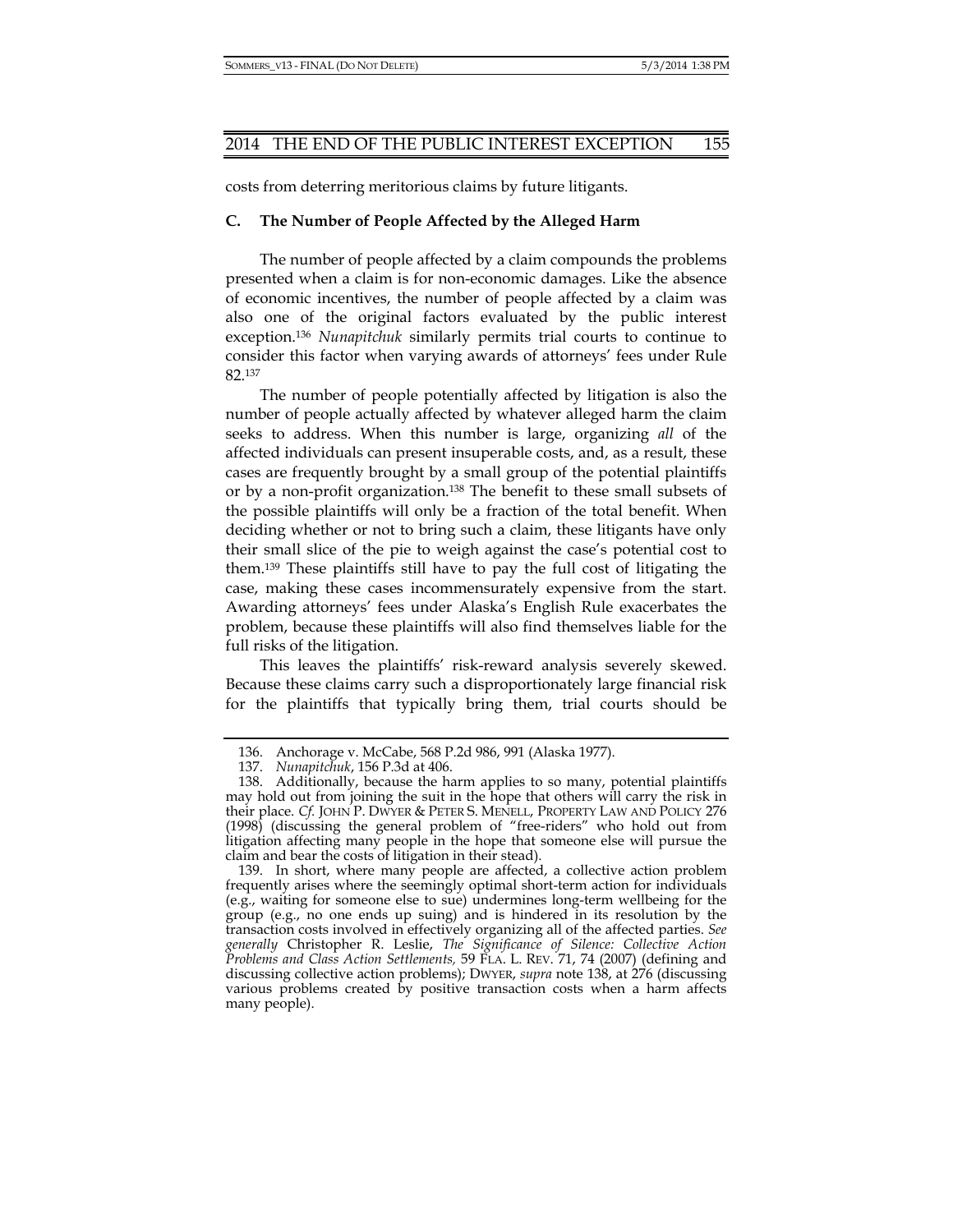costs from deterring meritorious claims by future litigants.

### C. The Number of People Affected by the Alleged Harm

The number of people affected by a claim compounds the problems presented when a claim is for non-economic damages. Like the absence of economic incentives, the number of people affected by a claim was also one of the original factors evaluated by the public interest exception.[136] *Nunapitchuk* similarly permits trial courts to continue to consider this factor when varying awards of attorneys' fees under Rule 82.[137]

The number of people potentially affected by litigation is also the number of people actually affected by whatever alleged harm the claim seeks to address. When this number is large, organizing *all* of the affected individuals can present insuperable costs, and, as a result, these cases are frequently brought by a small group of the potential plaintiffs or by a non-profit organization.[138] The benefit to these small subsets of the possible plaintiffs will only be a fraction of the total benefit. When deciding whether or not to bring such a claim, these litigants have only their small slice of the pie to weigh against the case's potential cost to them.[139] These plaintiffs still have to pay the full cost of litigating the case, making these cases incommensurately expensive from the start. Awarding attorneys' fees under Alaska's English Rule exacerbates the problem, because these plaintiffs will also find themselves liable for the full risks of the litigation.

This leaves the plaintiffs' risk-reward analysis severely skewed. Because these claims carry such a disproportionately large financial risk for the plaintiffs that typically bring them, trial courts should be

---

136. Anchorage v. McCabe, 568 P.2d 986, 991 (Alaska 1977).

137. *Nunapitchuk*, 156 P.3d at 406.

138. Additionally, because the harm applies to so many, potential plaintiffs may hold out from joining the suit in the hope that others will carry the risk in their place. *Cf.* JOHN P. DWYER & PETER S. MENELL, PROPERTY LAW AND POLICY 276 (1998) (discussing the general problem of "free-riders" who hold out from litigation affecting many people in the hope that someone else will pursue the claim and bear the costs of litigation in their stead).

139. In short, where many people are affected, a collective action problem frequently arises where the seemingly optimal short-term action for individuals (e.g., waiting for someone else to sue) undermines long-term wellbeing for the group (e.g., no one ends up suing) and is hindered in its resolution by the transaction costs involved in effectively organizing all of the affected parties. *See generally* Christopher R. Leslie, *The Significance of Silence: Collective Action Problems and Class Action Settlements,* 59 FLA. L. REV. 71, 74 (2007) (defining and discussing collective action problems); DWYER, *supra* note 138, at 276 (discussing various problems created by positive transaction costs when a harm affects many people).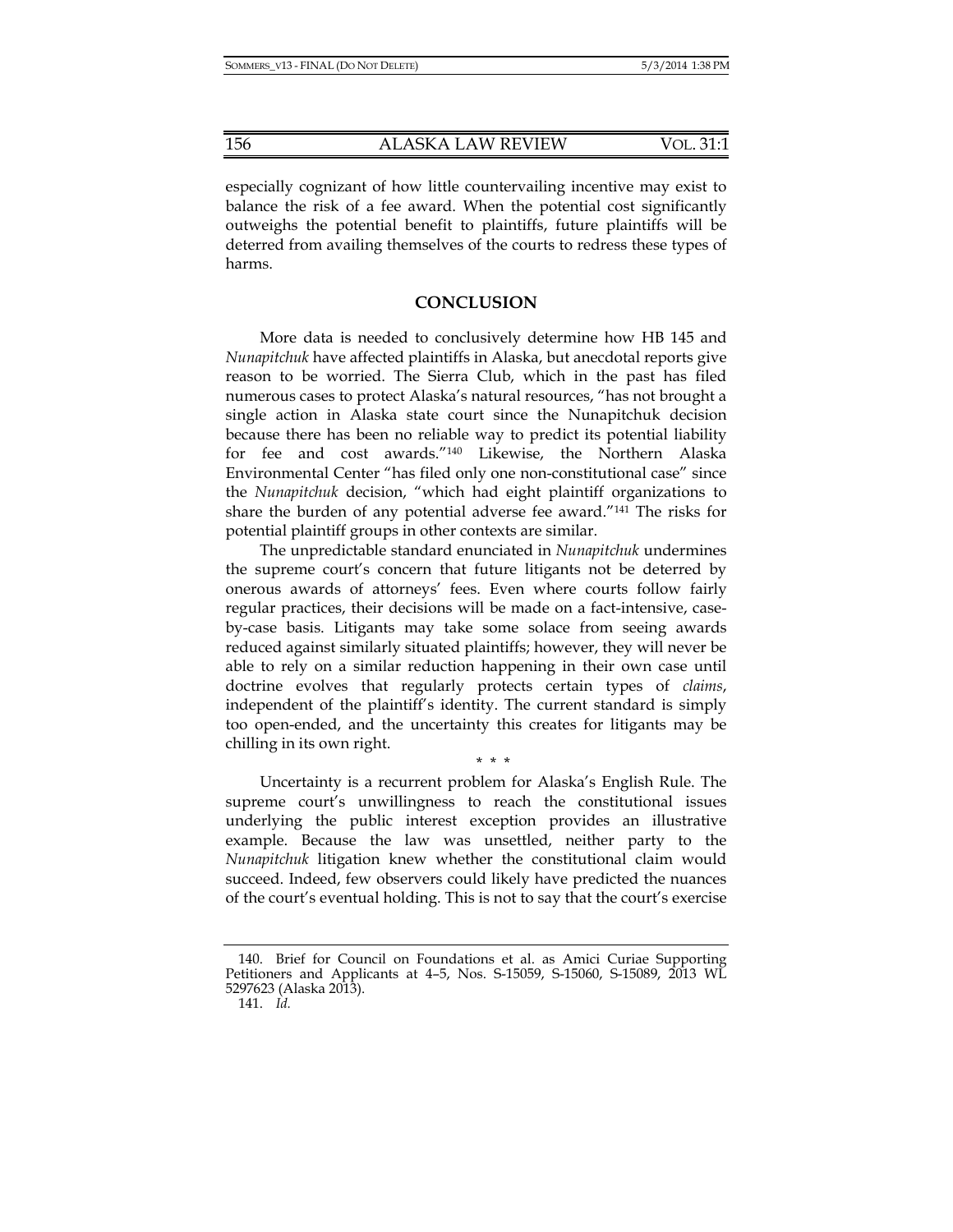especially cognizant of how little countervailing incentive may exist to balance the risk of a fee award. When the potential cost significantly outweighs the potential benefit to plaintiffs, future plaintiffs will be deterred from availing themselves of the courts to redress these types of harms.

## CONCLUSION

More data is needed to conclusively determine how HB 145 and *Nunapitchuk* have affected plaintiffs in Alaska, but anecdotal reports give reason to be worried. The Sierra Club, which in the past has filed numerous cases to protect Alaska's natural resources, "has not brought a single action in Alaska state court since the Nunapitchuk decision because there has been no reliable way to predict its potential liability for fee and cost awards."[140] Likewise, the Northern Alaska Environmental Center "has filed only one non-constitutional case" since the *Nunapitchuk* decision, "which had eight plaintiff organizations to share the burden of any potential adverse fee award."[141] The risks for potential plaintiff groups in other contexts are similar.

The unpredictable standard enunciated in *Nunapitchuk* undermines the supreme court's concern that future litigants not be deterred by onerous awards of attorneys' fees. Even where courts follow fairly regular practices, their decisions will be made on a fact-intensive, case-by-case basis. Litigants may take some solace from seeing awards reduced against similarly situated plaintiffs; however, they will never be able to rely on a similar reduction happening in their own case until doctrine evolves that regularly protects certain types of *claims*, independent of the plaintiff's identity. The current standard is simply too open-ended, and the uncertainty this creates for litigants may be chilling in its own right.

\* \* \*

Uncertainty is a recurrent problem for Alaska's English Rule. The supreme court's unwillingness to reach the constitutional issues underlying the public interest exception provides an illustrative example. Because the law was unsettled, neither party to the *Nunapitchuk* litigation knew whether the constitutional claim would succeed. Indeed, few observers could likely have predicted the nuances of the court's eventual holding. This is not to say that the court's exercise

---

140. Brief for Council on Foundations et al. as Amici Curiae Supporting Petitioners and Applicants at 4–5, Nos. S-15059, S-15060, S-15089, 2013 WL 5297623 (Alaska 2013).

141. *Id.*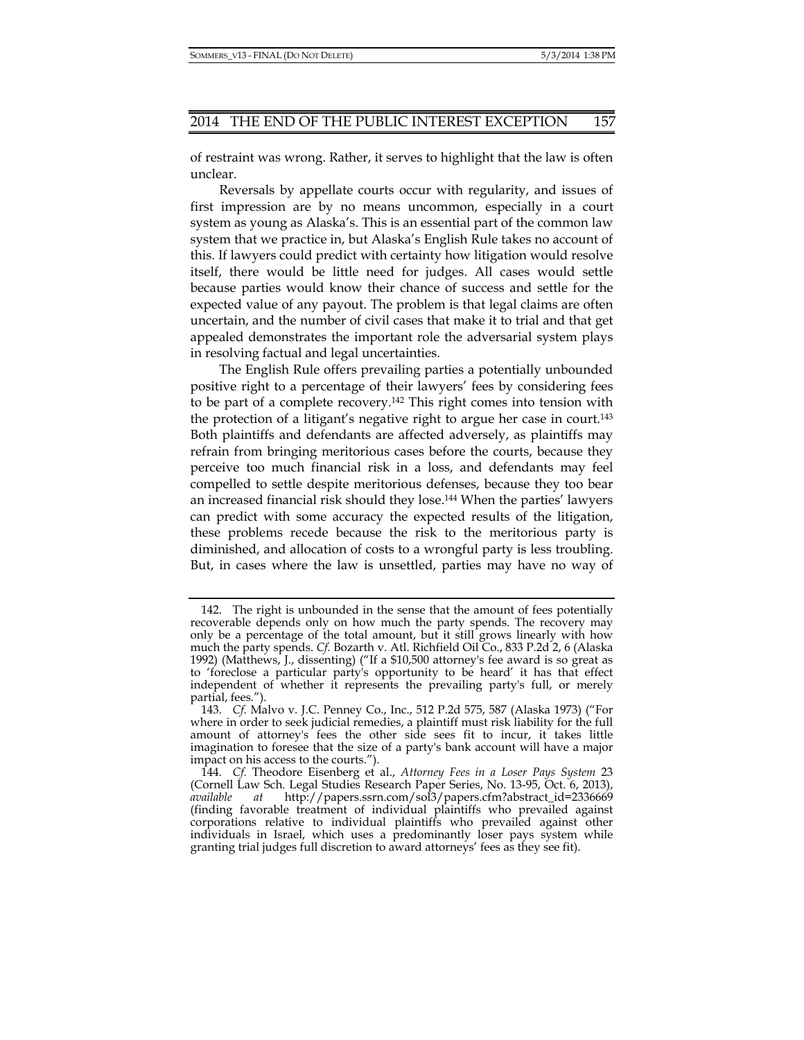of restraint was wrong. Rather, it serves to highlight that the law is often unclear.

Reversals by appellate courts occur with regularity, and issues of first impression are by no means uncommon, especially in a court system as young as Alaska's. This is an essential part of the common law system that we practice in, but Alaska's English Rule takes no account of this. If lawyers could predict with certainty how litigation would resolve itself, there would be little need for judges. All cases would settle because parties would know their chance of success and settle for the expected value of any payout. The problem is that legal claims are often uncertain, and the number of civil cases that make it to trial and that get appealed demonstrates the important role the adversarial system plays in resolving factual and legal uncertainties.

The English Rule offers prevailing parties a potentially unbounded positive right to a percentage of their lawyers' fees by considering fees to be part of a complete recovery.[142] This right comes into tension with the protection of a litigant's negative right to argue her case in court.[143] Both plaintiffs and defendants are affected adversely, as plaintiffs may refrain from bringing meritorious cases before the courts, because they perceive too much financial risk in a loss, and defendants may feel compelled to settle despite meritorious defenses, because they too bear an increased financial risk should they lose.[144] When the parties' lawyers can predict with some accuracy the expected results of the litigation, these problems recede because the risk to the meritorious party is diminished, and allocation of costs to a wrongful party is less troubling. But, in cases where the law is unsettled, parties may have no way of

---

142. The right is unbounded in the sense that the amount of fees potentially recoverable depends only on how much the party spends. The recovery may only be a percentage of the total amount, but it still grows linearly with how much the party spends. *Cf.* Bozarth v. Atl. Richfield Oil Co., 833 P.2d 2, 6 (Alaska 1992) (Matthews, J., dissenting) ("If a $10,500 attorney's fee award is so great as to 'foreclose a particular party's opportunity to be heard' it has that effect independent of whether it represents the prevailing party's full, or merely partial, fees.").

143. *Cf.* Malvo v. J.C. Penney Co., Inc., 512 P.2d 575, 587 (Alaska 1973) ("For where in order to seek judicial remedies, a plaintiff must risk liability for the full amount of attorney's fees the other side sees fit to incur, it takes little imagination to foresee that the size of a party's bank account will have a major impact on his access to the courts.").

144. *Cf.* Theodore Eisenberg et al., *Attorney Fees in a Loser Pays System* 23 (Cornell Law Sch. Legal Studies Research Paper Series, No. 13-95, Oct. 6, 2013), *available at* http://papers.ssrn.com/sol3/papers.cfm?abstract_id=2336669 (finding favorable treatment of individual plaintiffs who prevailed against corporations relative to individual plaintiffs who prevailed against other individuals in Israel, which uses a predominantly loser pays system while granting trial judges full discretion to award attorneys' fees as they see fit).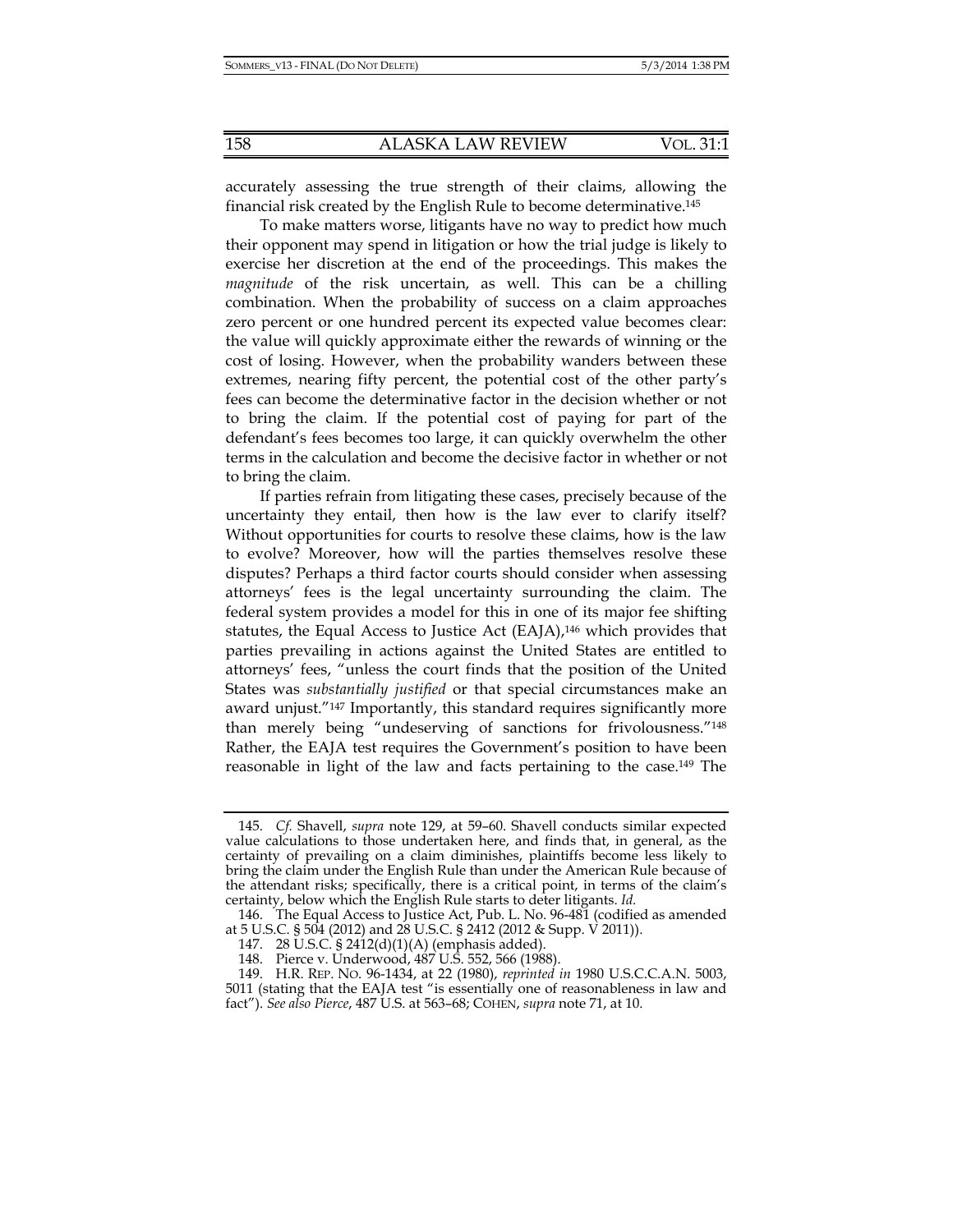accurately assessing the true strength of their claims, allowing the financial risk created by the English Rule to become determinative.[145]

To make matters worse, litigants have no way to predict how much their opponent may spend in litigation or how the trial judge is likely to exercise her discretion at the end of the proceedings. This makes the *magnitude* of the risk uncertain, as well. This can be a chilling combination. When the probability of success on a claim approaches zero percent or one hundred percent its expected value becomes clear: the value will quickly approximate either the rewards of winning or the cost of losing. However, when the probability wanders between these extremes, nearing fifty percent, the potential cost of the other party's fees can become the determinative factor in the decision whether or not to bring the claim. If the potential cost of paying for part of the defendant's fees becomes too large, it can quickly overwhelm the other terms in the calculation and become the decisive factor in whether or not to bring the claim.

If parties refrain from litigating these cases, precisely because of the uncertainty they entail, then how is the law ever to clarify itself? Without opportunities for courts to resolve these claims, how is the law to evolve? Moreover, how will the parties themselves resolve these disputes? Perhaps a third factor courts should consider when assessing attorneys' fees is the legal uncertainty surrounding the claim. The federal system provides a model for this in one of its major fee shifting statutes, the Equal Access to Justice Act (EAJA),[146] which provides that parties prevailing in actions against the United States are entitled to attorneys' fees, "unless the court finds that the position of the United States was *substantially justified* or that special circumstances make an award unjust."[147] Importantly, this standard requires significantly more than merely being "undeserving of sanctions for frivolousness."[148] Rather, the EAJA test requires the Government's position to have been reasonable in light of the law and facts pertaining to the case.[149] The

---

145. *Cf.* Shavell, *supra* note 129, at 59–60. Shavell conducts similar expected value calculations to those undertaken here, and finds that, in general, as the certainty of prevailing on a claim diminishes, plaintiffs become less likely to bring the claim under the English Rule than under the American Rule because of the attendant risks; specifically, there is a critical point, in terms of the claim's certainty, below which the English Rule starts to deter litigants. *Id.*

146. The Equal Access to Justice Act, Pub. L. No. 96-481 (codified as amended at 5 U.S.C. § 504 (2012) and 28 U.S.C. § 2412 (2012 & Supp. V 2011)).

147. 28 U.S.C. § 2412(d)(1)(A) (emphasis added).

148. Pierce v. Underwood, 487 U.S. 552, 566 (1988).

149. H.R. REP. NO. 96-1434, at 22 (1980), *reprinted in* 1980 U.S.C.C.A.N. 5003, 5011 (stating that the EAJA test "is essentially one of reasonableness in law and fact"). *See also Pierce*, 487 U.S. at 563–68; COHEN, *supra* note 71, at 10.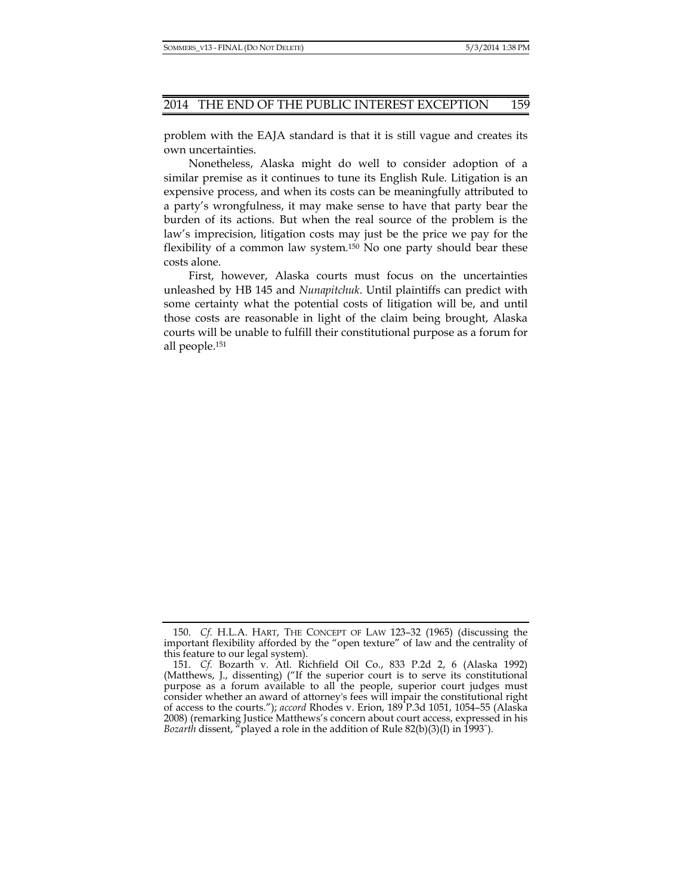problem with the EAJA standard is that it is still vague and creates its own uncertainties.

Nonetheless, Alaska might do well to consider adoption of a similar premise as it continues to tune its English Rule. Litigation is an expensive process, and when its costs can be meaningfully attributed to a party's wrongfulness, it may make sense to have that party bear the burden of its actions. But when the real source of the problem is the law's imprecision, litigation costs may just be the price we pay for the flexibility of a common law system.[150] No one party should bear these costs alone.

First, however, Alaska courts must focus on the uncertainties unleashed by HB 145 and *Nunapitchuk*. Until plaintiffs can predict with some certainty what the potential costs of litigation will be, and until those costs are reasonable in light of the claim being brought, Alaska courts will be unable to fulfill their constitutional purpose as a forum for all people.[151]

---

150. *Cf.* H.L.A. HART, THE CONCEPT OF LAW 123–32 (1965) (discussing the important flexibility afforded by the "open texture" of law and the centrality of this feature to our legal system).

151. *Cf.* Bozarth v. Atl. Richfield Oil Co., 833 P.2d 2, 6 (Alaska 1992) (Matthews, J., dissenting) ("If the superior court is to serve its constitutional purpose as a forum available to all the people, superior court judges must consider whether an award of attorney's fees will impair the constitutional right of access to the courts."); *accord* Rhodes v. Erion, 189 P.3d 1051, 1054–55 (Alaska 2008) (remarking Justice Matthews's concern about court access, expressed in his *Bozarth* dissent, "played a role in the addition of Rule 82(b)(3)(I) in 1993").